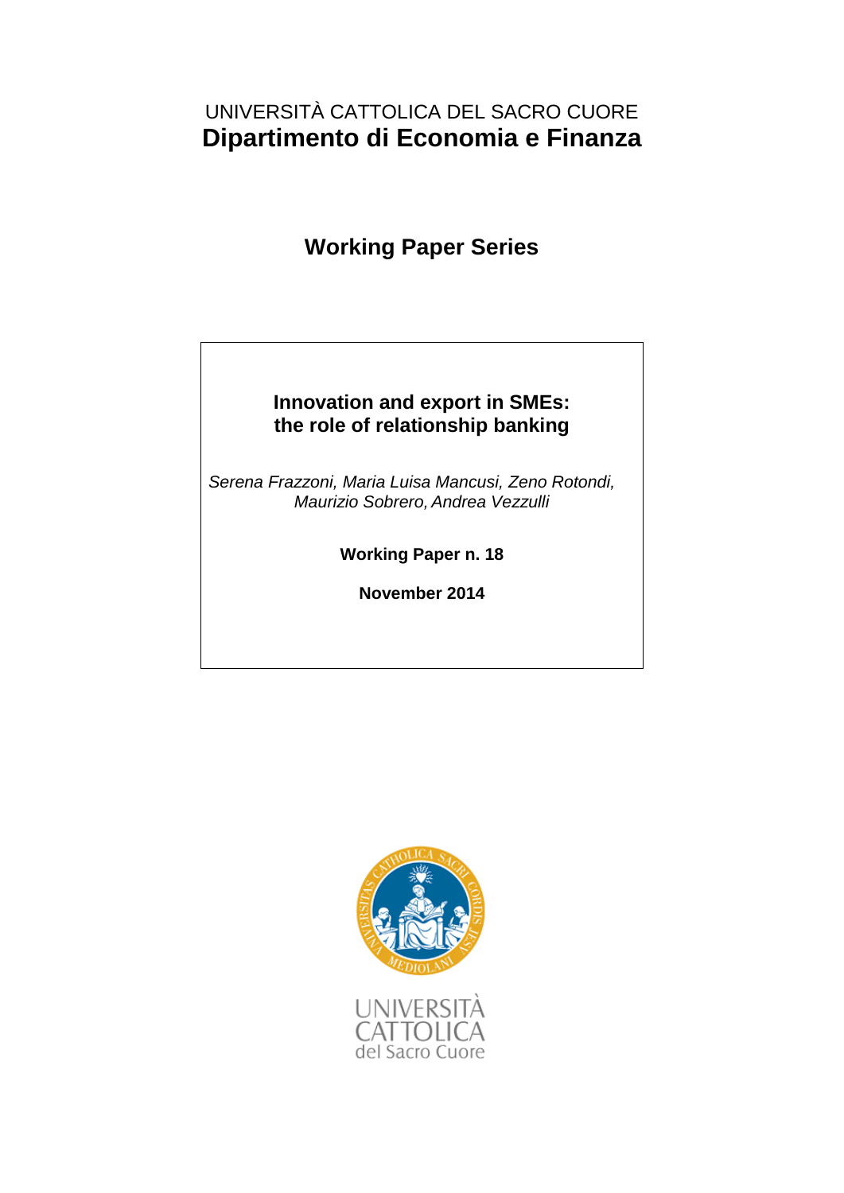UNIVERSITÀ CATTOLICA DEL SACRO CUORE

**Dipartimento di Economia e Finanza**

## Working Paper Series

# Innovation and export in SMEs: the role of relationship banking

*Serena Frazzoni, Maria Luisa Mancusi, Zeno Rotondi, Maurizio Sobrero, Andrea Vezzulli*

**Working Paper n. 18**

**November 2014**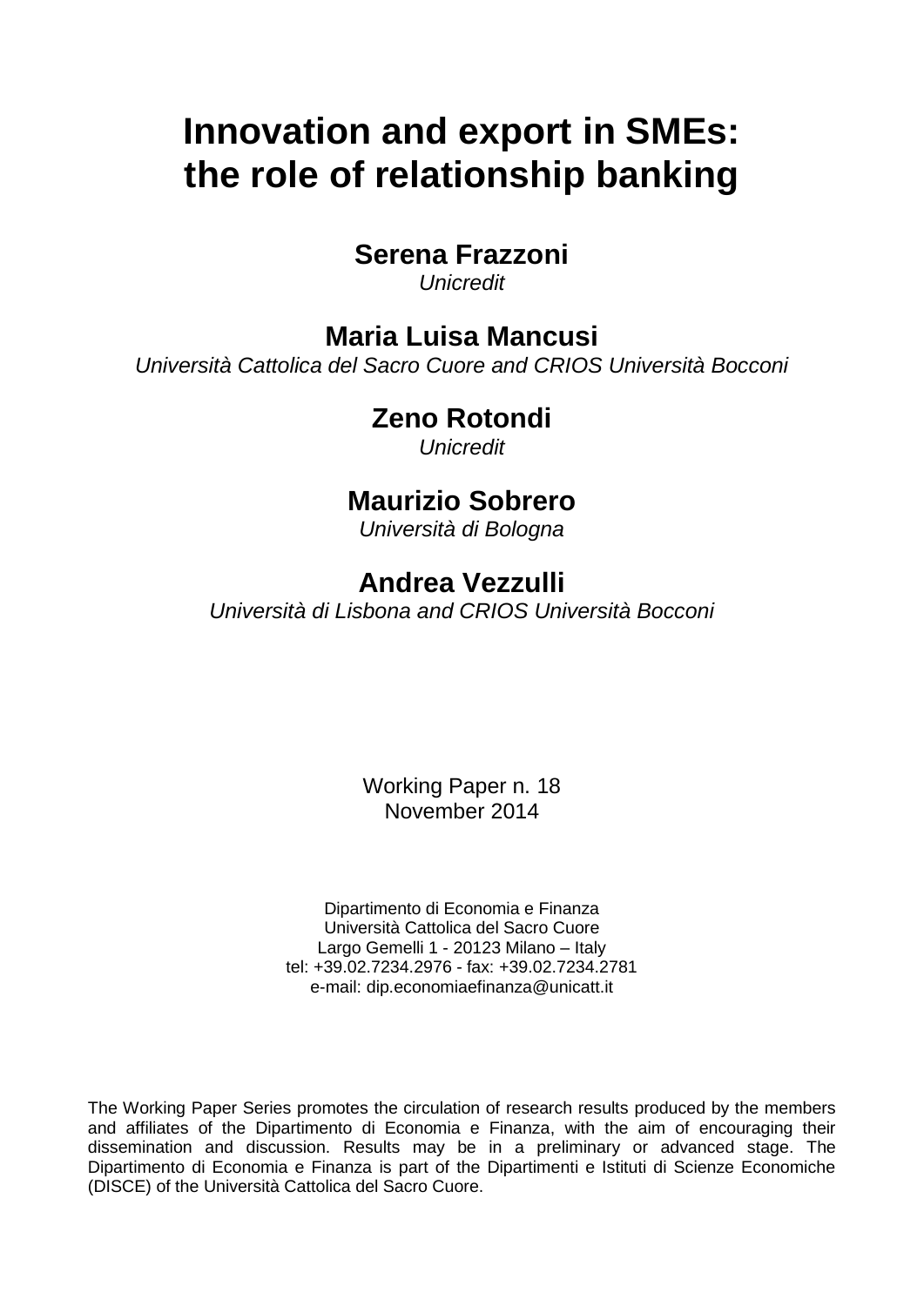# Innovation and export in SMEs: the role of relationship banking

**Serena Frazzoni**
*Unicredit*

**Maria Luisa Mancusi**
*Università Cattolica del Sacro Cuore and CRIOS Università Bocconi*

**Zeno Rotondi**
*Unicredit*

**Maurizio Sobrero**
*Università di Bologna*

**Andrea Vezzulli**
*Università di Lisbona and CRIOS Università Bocconi*

Working Paper n. 18
November 2014

Dipartimento di Economia e Finanza
Università Cattolica del Sacro Cuore
Largo Gemelli 1 - 20123 Milano – Italy
tel: +39.02.7234.2976 - fax: +39.02.7234.2781
e-mail: dip.economiaefinanza@unicatt.it

The Working Paper Series promotes the circulation of research results produced by the members and affiliates of the Dipartimento di Economia e Finanza, with the aim of encouraging their dissemination and discussion. Results may be in a preliminary or advanced stage. The Dipartimento di Economia e Finanza is part of the Dipartimenti e Istituti di Scienze Economiche (DISCE) of the Università Cattolica del Sacro Cuore.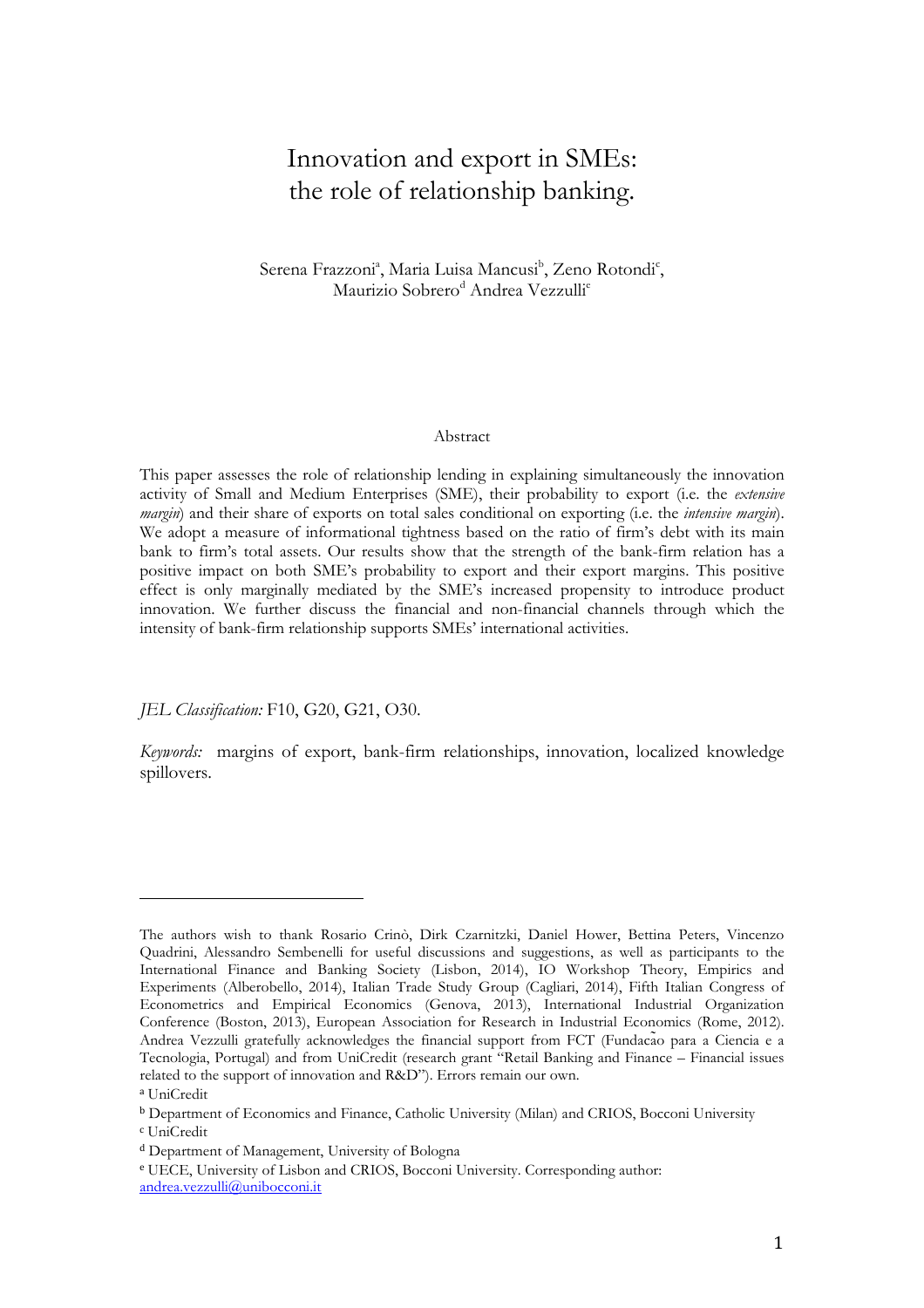# Innovation and export in SMEs: the role of relationship banking.

Serena Frazzoni[a], Maria Luisa Mancusi[b], Zeno Rotondi[c], Maurizio Sobrero[d] Andrea Vezzulli[e]

Abstract

This paper assesses the role of relationship lending in explaining simultaneously the innovation activity of Small and Medium Enterprises (SME), their probability to export (i.e. the *extensive margin*) and their share of exports on total sales conditional on exporting (i.e. the *intensive margin*). We adopt a measure of informational tightness based on the ratio of firm's debt with its main bank to firm's total assets. Our results show that the strength of the bank-firm relation has a positive impact on both SME's probability to export and their export margins. This positive effect is only marginally mediated by the SME's increased propensity to introduce product innovation. We further discuss the financial and non-financial channels through which the intensity of bank-firm relationship supports SMEs' international activities.

*JEL Classification:* F10, G20, G21, O30.

*Keywords:* margins of export, bank-firm relationships, innovation, localized knowledge spillovers.

---

The authors wish to thank Rosario Crinò, Dirk Czarnitzki, Daniel Hower, Bettina Peters, Vincenzo Quadrini, Alessandro Sembenelli for useful discussions and suggestions, as well as participants to the International Finance and Banking Society (Lisbon, 2014), IO Workshop Theory, Empirics and Experiments (Alberobello, 2014), Italian Trade Study Group (Cagliari, 2014), Fifth Italian Congress of Econometrics and Empirical Economics (Genova, 2013), International Industrial Organization Conference (Boston, 2013), European Association for Research in Industrial Economics (Rome, 2012). Andrea Vezzulli gratefully acknowledges the financial support from FCT (Fundacão para a Ciencia e a Tecnologia, Portugal) and from UniCredit (research grant "Retail Banking and Finance – Financial issues related to the support of innovation and R&D"). Errors remain our own.

[a] UniCredit

[b] Department of Economics and Finance, Catholic University (Milan) and CRIOS, Bocconi University

[c] UniCredit

[d] Department of Management, University of Bologna

[e] UECE, University of Lisbon and CRIOS, Bocconi University. Corresponding author: andrea.vezzulli@unibocconi.it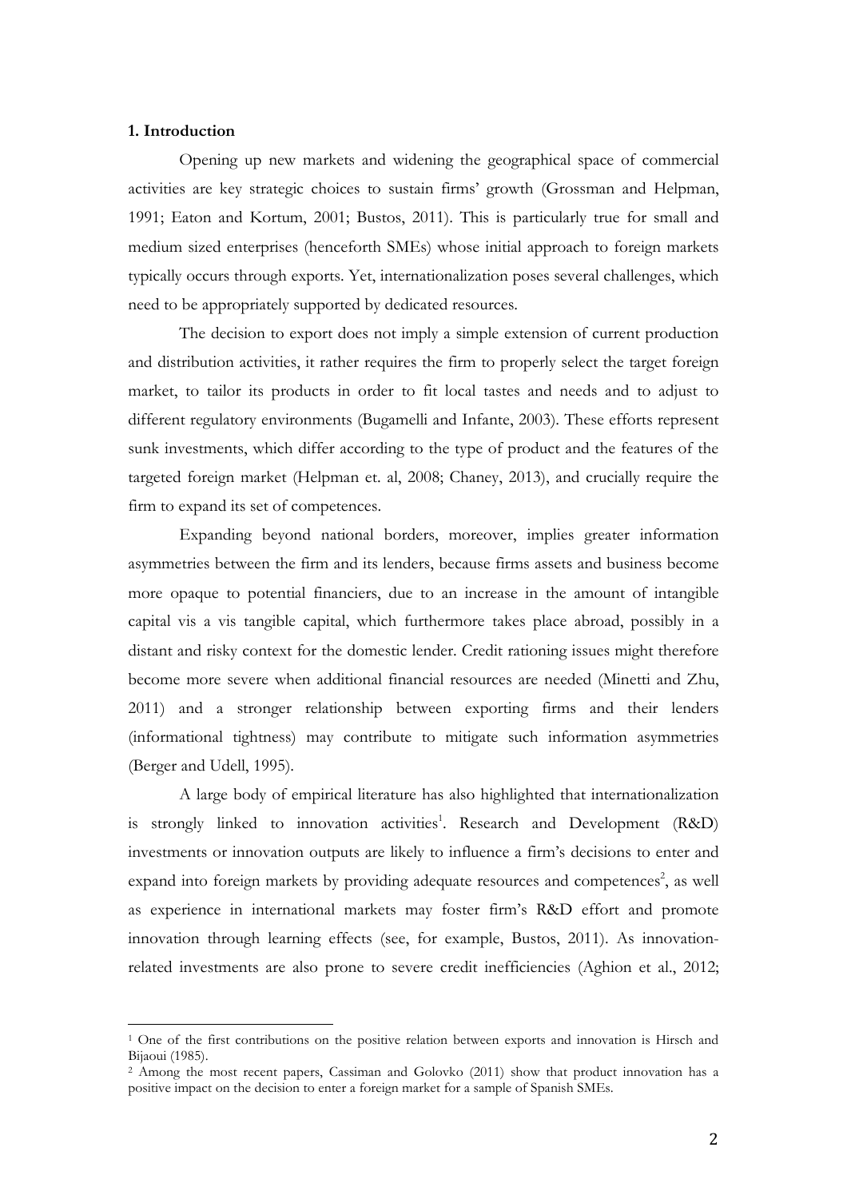## 1. Introduction

Opening up new markets and widening the geographical space of commercial activities are key strategic choices to sustain firms' growth (Grossman and Helpman, 1991; Eaton and Kortum, 2001; Bustos, 2011). This is particularly true for small and medium sized enterprises (henceforth SMEs) whose initial approach to foreign markets typically occurs through exports. Yet, internationalization poses several challenges, which need to be appropriately supported by dedicated resources.

The decision to export does not imply a simple extension of current production and distribution activities, it rather requires the firm to properly select the target foreign market, to tailor its products in order to fit local tastes and needs and to adjust to different regulatory environments (Bugamelli and Infante, 2003). These efforts represent sunk investments, which differ according to the type of product and the features of the targeted foreign market (Helpman et. al, 2008; Chaney, 2013), and crucially require the firm to expand its set of competences.

Expanding beyond national borders, moreover, implies greater information asymmetries between the firm and its lenders, because firms assets and business become more opaque to potential financiers, due to an increase in the amount of intangible capital vis a vis tangible capital, which furthermore takes place abroad, possibly in a distant and risky context for the domestic lender. Credit rationing issues might therefore become more severe when additional financial resources are needed (Minetti and Zhu, 2011) and a stronger relationship between exporting firms and their lenders (informational tightness) may contribute to mitigate such information asymmetries (Berger and Udell, 1995).

A large body of empirical literature has also highlighted that internationalization is strongly linked to innovation activities[1]. Research and Development (R&D) investments or innovation outputs are likely to influence a firm's decisions to enter and expand into foreign markets by providing adequate resources and competences[2], as well as experience in international markets may foster firm's R&D effort and promote innovation through learning effects (see, for example, Bustos, 2011). As innovation-related investments are also prone to severe credit inefficiencies (Aghion et al., 2012;

[1] One of the first contributions on the positive relation between exports and innovation is Hirsch and Bijaoui (1985).

[2] Among the most recent papers, Cassiman and Golovko (2011) show that product innovation has a positive impact on the decision to enter a foreign market for a sample of Spanish SMEs.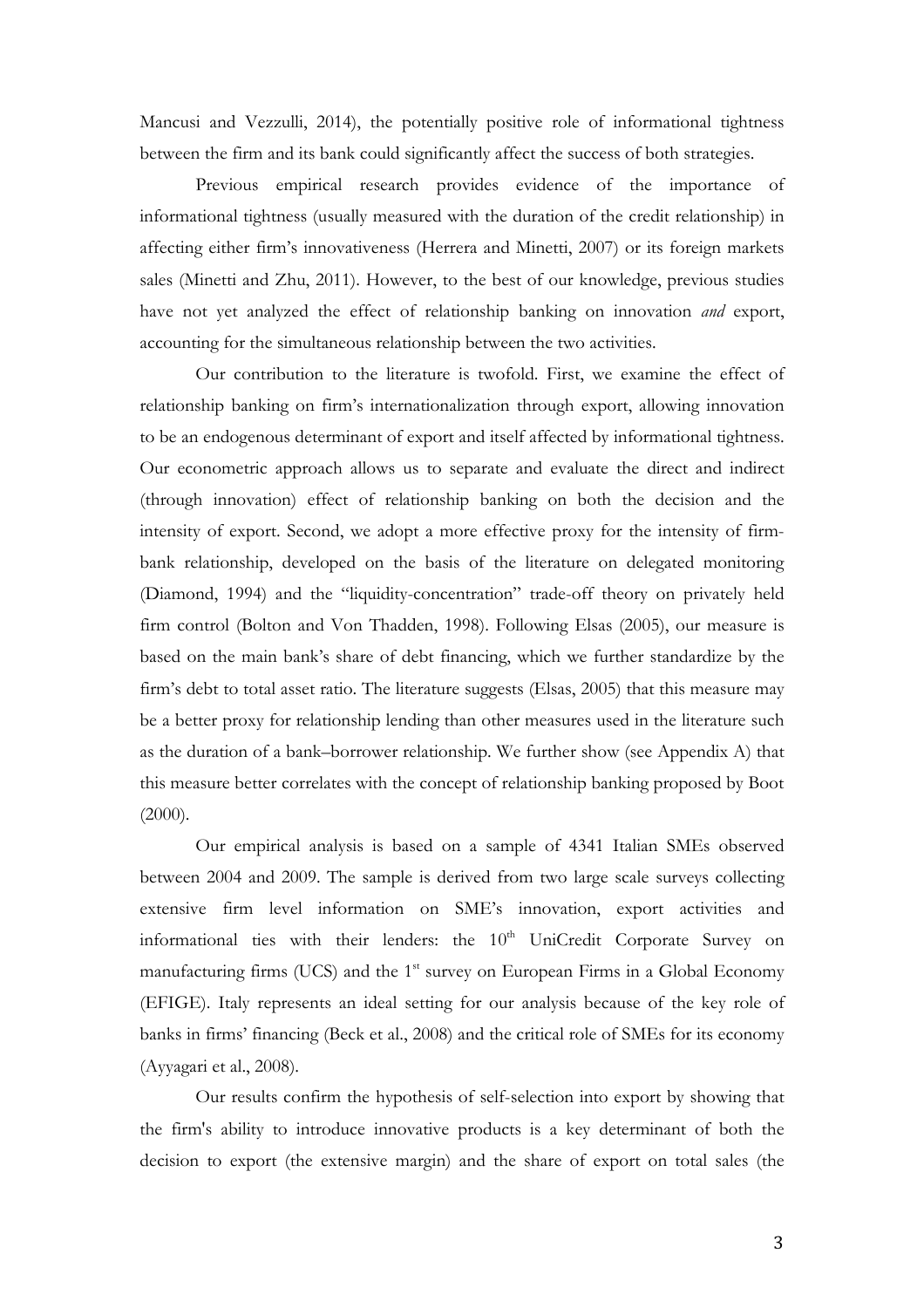Mancusi and Vezzulli, 2014), the potentially positive role of informational tightness between the firm and its bank could significantly affect the success of both strategies.

Previous empirical research provides evidence of the importance of informational tightness (usually measured with the duration of the credit relationship) in affecting either firm's innovativeness (Herrera and Minetti, 2007) or its foreign markets sales (Minetti and Zhu, 2011). However, to the best of our knowledge, previous studies have not yet analyzed the effect of relationship banking on innovation *and* export, accounting for the simultaneous relationship between the two activities.

Our contribution to the literature is twofold. First, we examine the effect of relationship banking on firm's internationalization through export, allowing innovation to be an endogenous determinant of export and itself affected by informational tightness. Our econometric approach allows us to separate and evaluate the direct and indirect (through innovation) effect of relationship banking on both the decision and the intensity of export. Second, we adopt a more effective proxy for the intensity of firm-bank relationship, developed on the basis of the literature on delegated monitoring (Diamond, 1994) and the "liquidity-concentration" trade-off theory on privately held firm control (Bolton and Von Thadden, 1998). Following Elsas (2005), our measure is based on the main bank's share of debt financing, which we further standardize by the firm's debt to total asset ratio. The literature suggests (Elsas, 2005) that this measure may be a better proxy for relationship lending than other measures used in the literature such as the duration of a bank–borrower relationship. We further show (see Appendix A) that this measure better correlates with the concept of relationship banking proposed by Boot (2000).

Our empirical analysis is based on a sample of 4341 Italian SMEs observed between 2004 and 2009. The sample is derived from two large scale surveys collecting extensive firm level information on SME's innovation, export activities and informational ties with their lenders: the 10th UniCredit Corporate Survey on manufacturing firms (UCS) and the 1st survey on European Firms in a Global Economy (EFIGE). Italy represents an ideal setting for our analysis because of the key role of banks in firms' financing (Beck et al., 2008) and the critical role of SMEs for its economy (Ayyagari et al., 2008).

Our results confirm the hypothesis of self-selection into export by showing that the firm's ability to introduce innovative products is a key determinant of both the decision to export (the extensive margin) and the share of export on total sales (the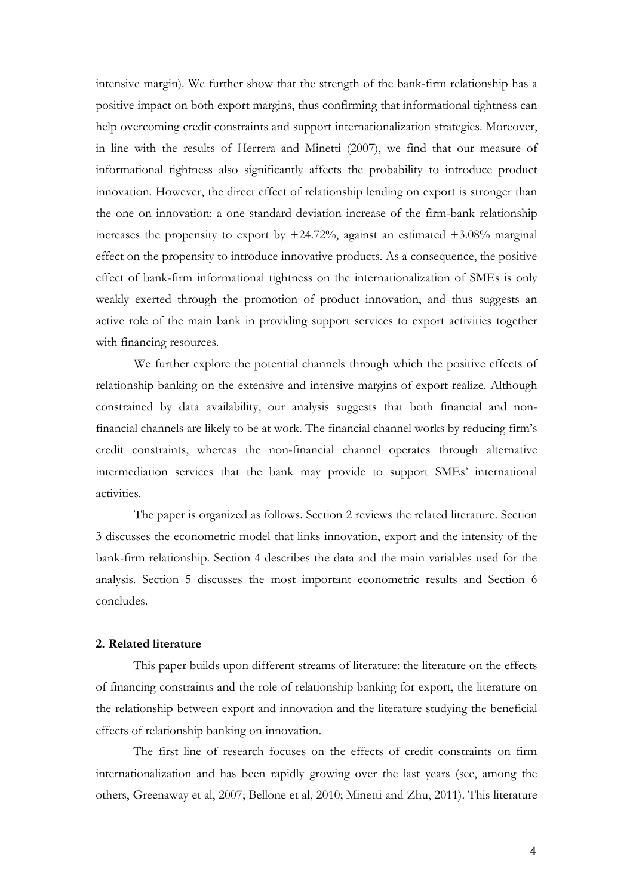intensive margin). We further show that the strength of the bank-firm relationship has a positive impact on both export margins, thus confirming that informational tightness can help overcoming credit constraints and support internationalization strategies. Moreover, in line with the results of Herrera and Minetti (2007), we find that our measure of informational tightness also significantly affects the probability to introduce product innovation. However, the direct effect of relationship lending on export is stronger than the one on innovation: a one standard deviation increase of the firm-bank relationship increases the propensity to export by +24.72%, against an estimated +3.08% marginal effect on the propensity to introduce innovative products. As a consequence, the positive effect of bank-firm informational tightness on the internationalization of SMEs is only weakly exerted through the promotion of product innovation, and thus suggests an active role of the main bank in providing support services to export activities together with financing resources.

We further explore the potential channels through which the positive effects of relationship banking on the extensive and intensive margins of export realize. Although constrained by data availability, our analysis suggests that both financial and non-financial channels are likely to be at work. The financial channel works by reducing firm's credit constraints, whereas the non-financial channel operates through alternative intermediation services that the bank may provide to support SMEs' international activities.

The paper is organized as follows. Section 2 reviews the related literature. Section 3 discusses the econometric model that links innovation, export and the intensity of the bank-firm relationship. Section 4 describes the data and the main variables used for the analysis. Section 5 discusses the most important econometric results and Section 6 concludes.

## 2. Related literature

This paper builds upon different streams of literature: the literature on the effects of financing constraints and the role of relationship banking for export, the literature on the relationship between export and innovation and the literature studying the beneficial effects of relationship banking on innovation.

The first line of research focuses on the effects of credit constraints on firm internationalization and has been rapidly growing over the last years (see, among the others, Greenaway et al, 2007; Bellone et al, 2010; Minetti and Zhu, 2011). This literature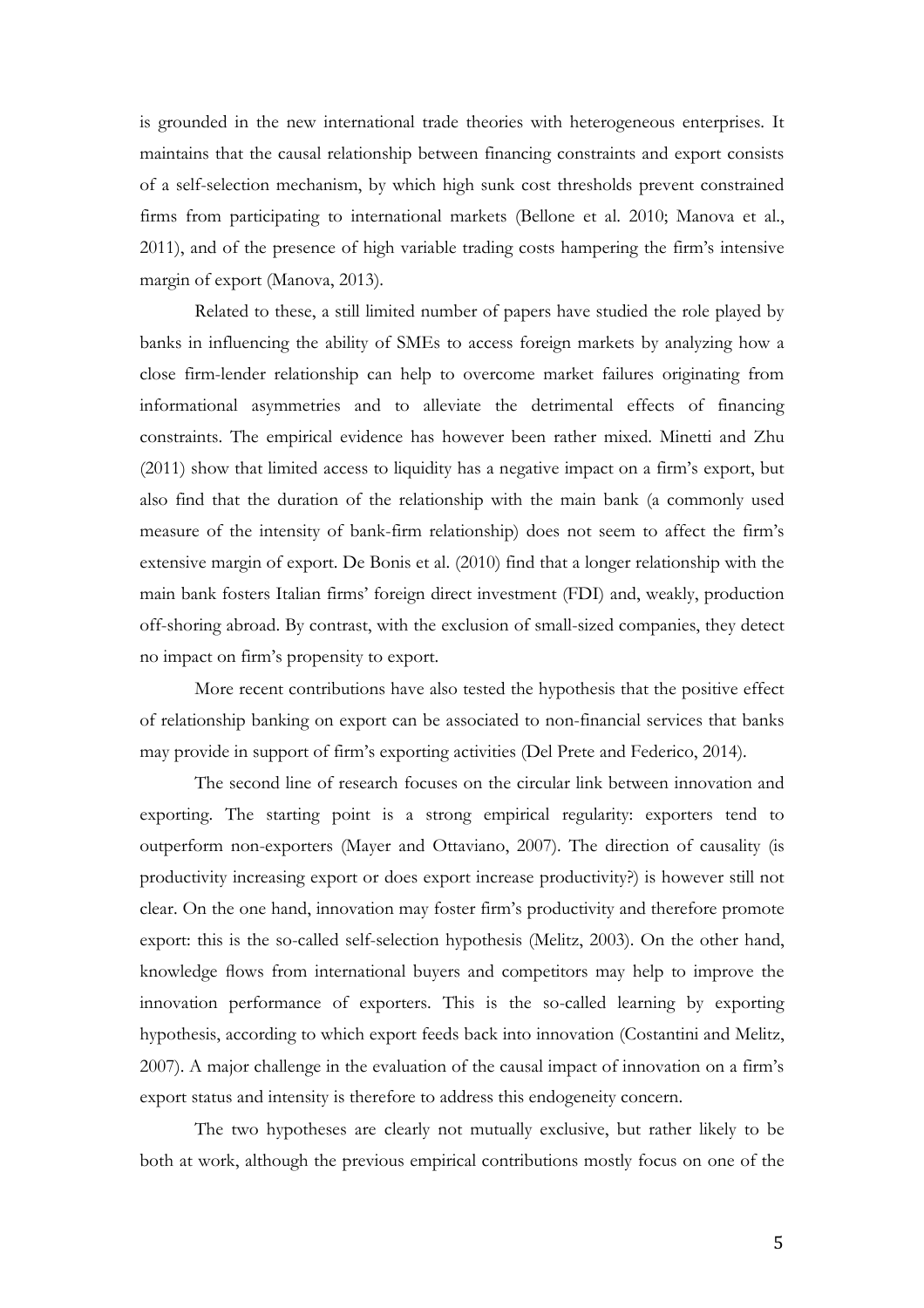is grounded in the new international trade theories with heterogeneous enterprises. It maintains that the causal relationship between financing constraints and export consists of a self-selection mechanism, by which high sunk cost thresholds prevent constrained firms from participating to international markets (Bellone et al. 2010; Manova et al., 2011), and of the presence of high variable trading costs hampering the firm's intensive margin of export (Manova, 2013).

Related to these, a still limited number of papers have studied the role played by banks in influencing the ability of SMEs to access foreign markets by analyzing how a close firm-lender relationship can help to overcome market failures originating from informational asymmetries and to alleviate the detrimental effects of financing constraints. The empirical evidence has however been rather mixed. Minetti and Zhu (2011) show that limited access to liquidity has a negative impact on a firm's export, but also find that the duration of the relationship with the main bank (a commonly used measure of the intensity of bank-firm relationship) does not seem to affect the firm's extensive margin of export. De Bonis et al. (2010) find that a longer relationship with the main bank fosters Italian firms' foreign direct investment (FDI) and, weakly, production off-shoring abroad. By contrast, with the exclusion of small-sized companies, they detect no impact on firm's propensity to export.

More recent contributions have also tested the hypothesis that the positive effect of relationship banking on export can be associated to non-financial services that banks may provide in support of firm's exporting activities (Del Prete and Federico, 2014).

The second line of research focuses on the circular link between innovation and exporting. The starting point is a strong empirical regularity: exporters tend to outperform non-exporters (Mayer and Ottaviano, 2007). The direction of causality (is productivity increasing export or does export increase productivity?) is however still not clear. On the one hand, innovation may foster firm's productivity and therefore promote export: this is the so-called self-selection hypothesis (Melitz, 2003). On the other hand, knowledge flows from international buyers and competitors may help to improve the innovation performance of exporters. This is the so-called learning by exporting hypothesis, according to which export feeds back into innovation (Costantini and Melitz, 2007). A major challenge in the evaluation of the causal impact of innovation on a firm's export status and intensity is therefore to address this endogeneity concern.

The two hypotheses are clearly not mutually exclusive, but rather likely to be both at work, although the previous empirical contributions mostly focus on one of the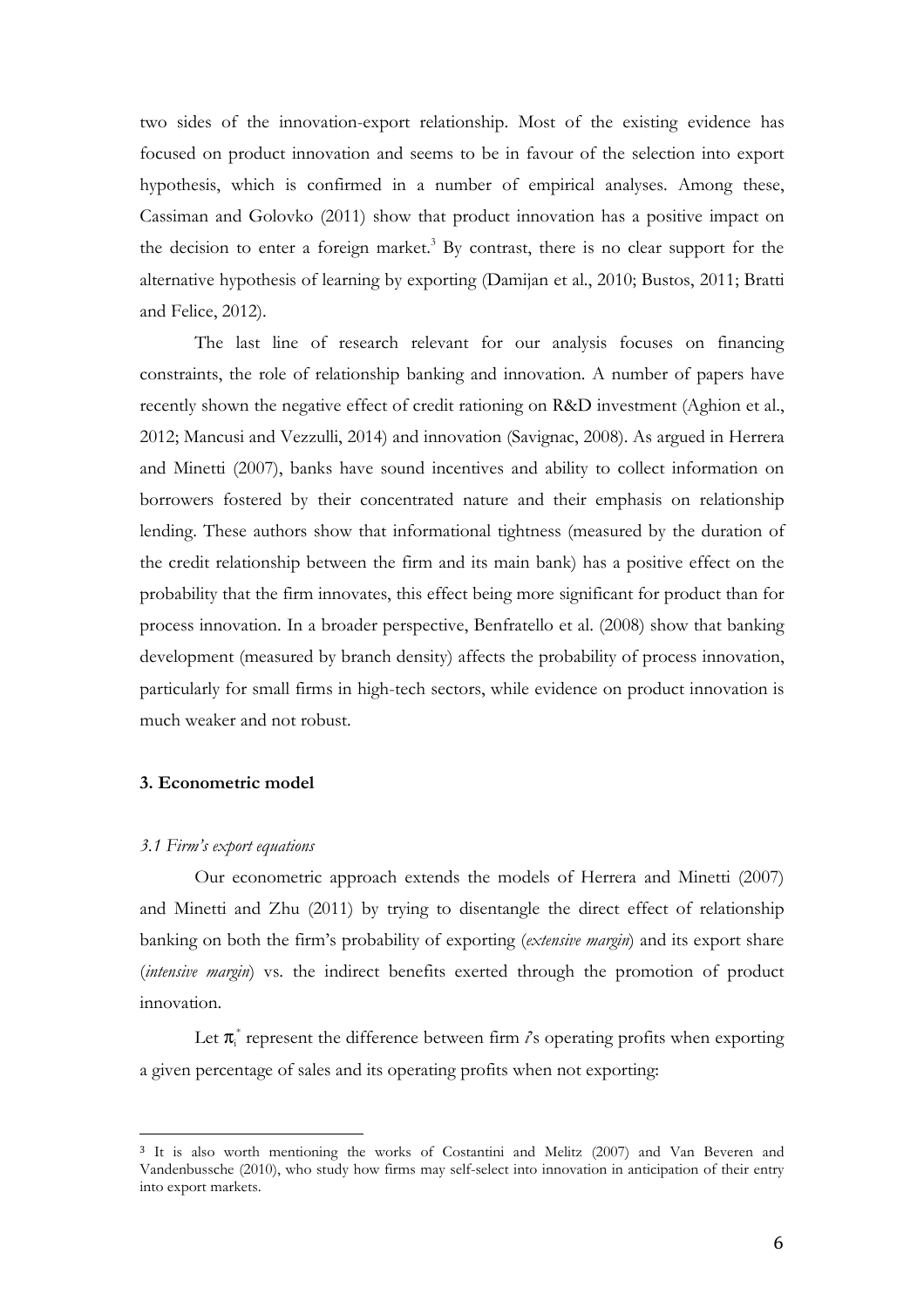two sides of the innovation-export relationship. Most of the existing evidence has focused on product innovation and seems to be in favour of the selection into export hypothesis, which is confirmed in a number of empirical analyses. Among these, Cassiman and Golovko (2011) show that product innovation has a positive impact on the decision to enter a foreign market.[3] By contrast, there is no clear support for the alternative hypothesis of learning by exporting (Damijan et al., 2010; Bustos, 2011; Bratti and Felice, 2012).

The last line of research relevant for our analysis focuses on financing constraints, the role of relationship banking and innovation. A number of papers have recently shown the negative effect of credit rationing on R&D investment (Aghion et al., 2012; Mancusi and Vezzulli, 2014) and innovation (Savignac, 2008). As argued in Herrera and Minetti (2007), banks have sound incentives and ability to collect information on borrowers fostered by their concentrated nature and their emphasis on relationship lending. These authors show that informational tightness (measured by the duration of the credit relationship between the firm and its main bank) has a positive effect on the probability that the firm innovates, this effect being more significant for product than for process innovation. In a broader perspective, Benfratello et al. (2008) show that banking development (measured by branch density) affects the probability of process innovation, particularly for small firms in high-tech sectors, while evidence on product innovation is much weaker and not robust.

### 3. Econometric model

#### *3.1 Firm's export equations*

Our econometric approach extends the models of Herrera and Minetti (2007) and Minetti and Zhu (2011) by trying to disentangle the direct effect of relationship banking on both the firm's probability of exporting (*extensive margin*) and its export share (*intensive margin*) vs. the indirect benefits exerted through the promotion of product innovation.

Let $\pi_i^*$ represent the difference between firm *i*'s operating profits when exporting a given percentage of sales and its operating profits when not exporting:

---

[3] It is also worth mentioning the works of Costantini and Melitz (2007) and Van Beveren and Vandenbussche (2010), who study how firms may self-select into innovation in anticipation of their entry into export markets.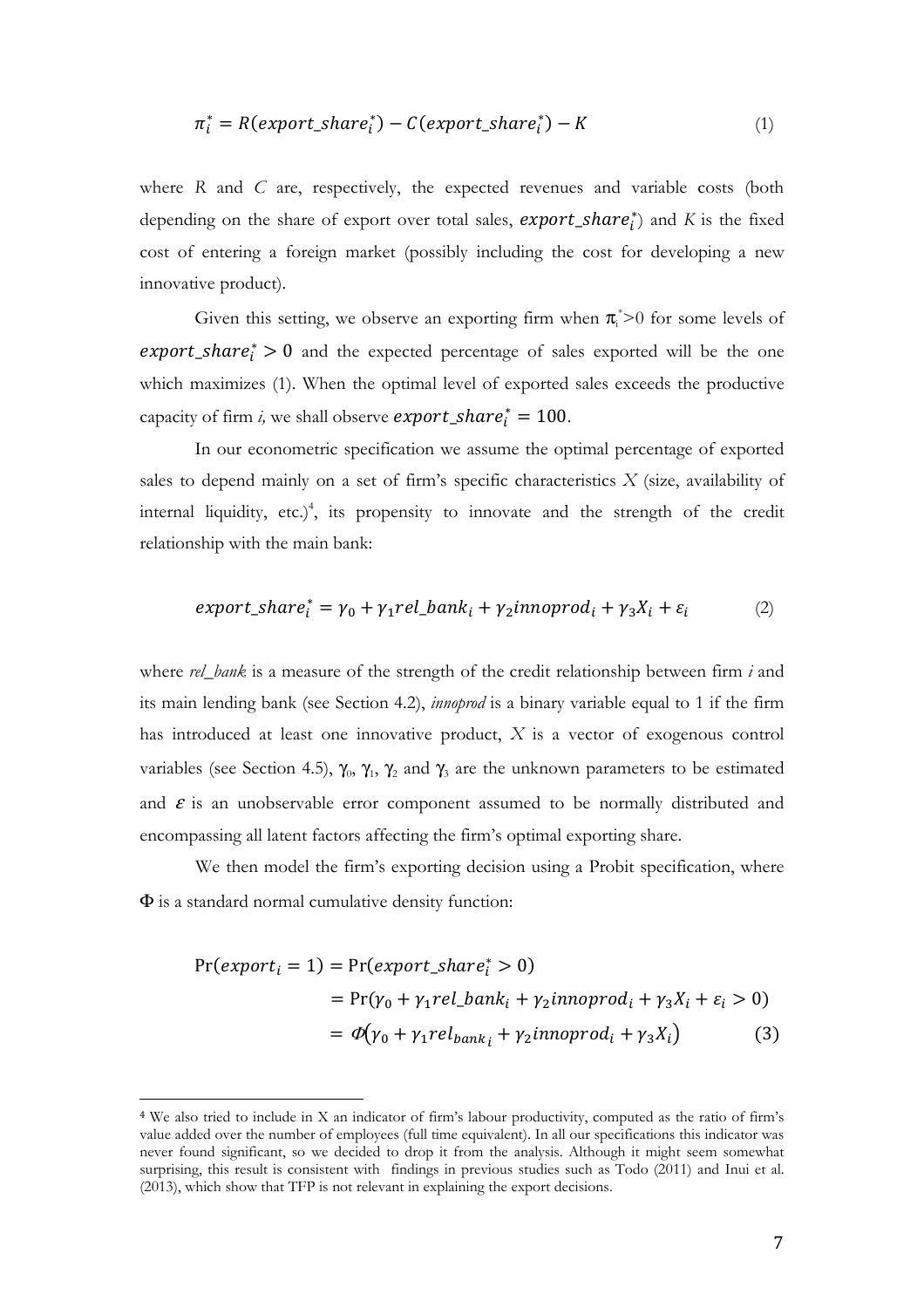$$\pi_i^* = R(export\_share_i^*) - C(export\_share_i^*) - K \tag{1}$$

where $R$ and $C$ are, respectively, the expected revenues and variable costs (both depending on the share of export over total sales, $export\_share_i^*$) and $K$ is the fixed cost of entering a foreign market (possibly including the cost for developing a new innovative product).

Given this setting, we observe an exporting firm when $\pi_i^*>0$ for some levels of $export\_share_i^* > 0$ and the expected percentage of sales exported will be the one which maximizes (1). When the optimal level of exported sales exceeds the productive capacity of firm *i,* we shall observe $export\_share_i^* = 100$.

In our econometric specification we assume the optimal percentage of exported sales to depend mainly on a set of firm's specific characteristics $X$ (size, availability of internal liquidity, etc.)[4], its propensity to innovate and the strength of the credit relationship with the main bank:

$$export\_share_i^* = \gamma_0 + \gamma_1 rel\_bank_i + \gamma_2 innoprod_i + \gamma_3 X_i + \varepsilon_i \tag{2}$$

where *rel_bank* is a measure of the strength of the credit relationship between firm *i* and its main lending bank (see Section 4.2), *innoprod* is a binary variable equal to 1 if the firm has introduced at least one innovative product, $X$ is a vector of exogenous control variables (see Section 4.5), $\gamma_0$, $\gamma_1$, $\gamma_2$ and $\gamma_3$ are the unknown parameters to be estimated and $\varepsilon$ is an unobservable error component assumed to be normally distributed and encompassing all latent factors affecting the firm's optimal exporting share.

We then model the firm's exporting decision using a Probit specification, where $\Phi$ is a standard normal cumulative density function:

$$\begin{aligned}\Pr(export_i = 1) &= \Pr(export\_share_i^* > 0) \\ &= \Pr(\gamma_0 + \gamma_1 rel\_bank_i + \gamma_2 innoprod_i + \gamma_3 X_i + \varepsilon_i > 0) \\ &= \Phi(\gamma_0 + \gamma_1 rel_{bank_i} + \gamma_2 innoprod_i + \gamma_3 X_i)\end{aligned} \tag{3}$$

[4] We also tried to include in X an indicator of firm's labour productivity, computed as the ratio of firm's value added over the number of employees (full time equivalent). In all our specifications this indicator was never found significant, so we decided to drop it from the analysis. Although it might seem somewhat surprising, this result is consistent with findings in previous studies such as Todo (2011) and Inui et al. (2013), which show that TFP is not relevant in explaining the export decisions.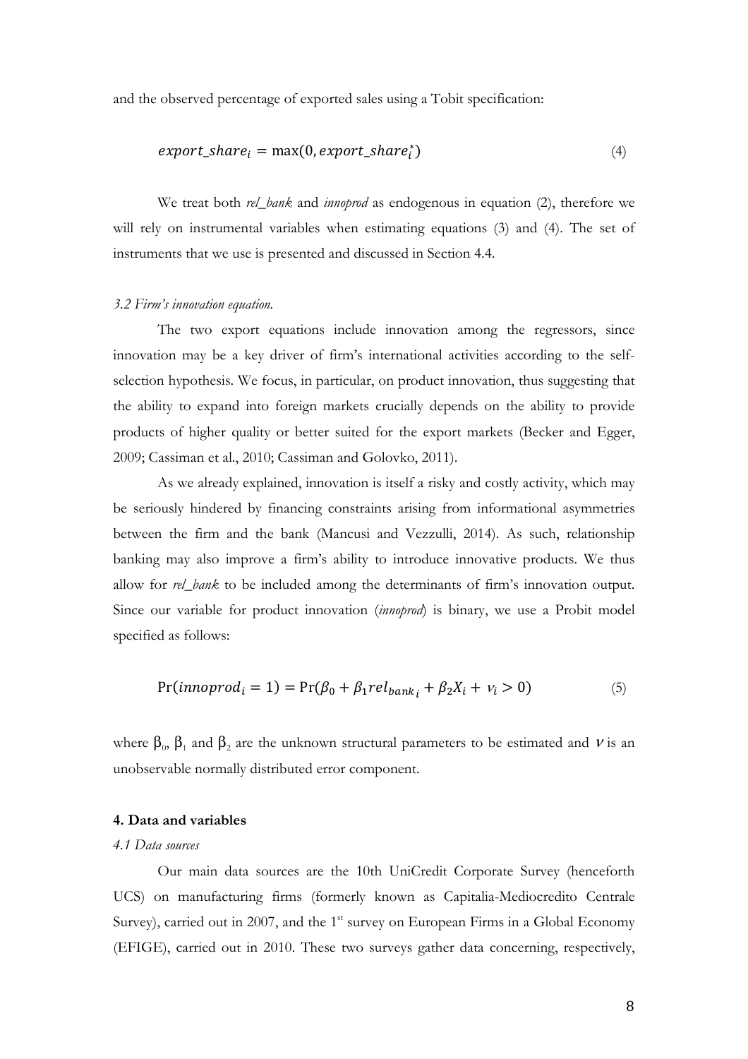and the observed percentage of exported sales using a Tobit specification:

$$export\_share_i = \max(0, export\_share_i^*) \tag{4}$$

We treat both *rel_bank* and *innoprod* as endogenous in equation (2), therefore we will rely on instrumental variables when estimating equations (3) and (4). The set of instruments that we use is presented and discussed in Section 4.4.

### *3.2 Firm's innovation equation.*

The two export equations include innovation among the regressors, since innovation may be a key driver of firm's international activities according to the self-selection hypothesis. We focus, in particular, on product innovation, thus suggesting that the ability to expand into foreign markets crucially depends on the ability to provide products of higher quality or better suited for the export markets (Becker and Egger, 2009; Cassiman et al., 2010; Cassiman and Golovko, 2011).

As we already explained, innovation is itself a risky and costly activity, which may be seriously hindered by financing constraints arising from informational asymmetries between the firm and the bank (Mancusi and Vezzulli, 2014). As such, relationship banking may also improve a firm's ability to introduce innovative products. We thus allow for *rel_bank* to be included among the determinants of firm's innovation output. Since our variable for product innovation (*innoprod*) is binary, we use a Probit model specified as follows:

$$\Pr(innoprod_i = 1) = \Pr(\beta_0 + \beta_1 rel_{bank_i} + \beta_2 X_i + \nu_i > 0) \tag{5}$$

where $\beta_0$, $\beta_1$ and $\beta_2$ are the unknown structural parameters to be estimated and $\nu$ is an unobservable normally distributed error component.

## 4. Data and variables

### *4.1 Data sources*

Our main data sources are the 10th UniCredit Corporate Survey (henceforth UCS) on manufacturing firms (formerly known as Capitalia-Mediocredito Centrale Survey), carried out in 2007, and the 1st survey on European Firms in a Global Economy (EFIGE), carried out in 2010. These two surveys gather data concerning, respectively,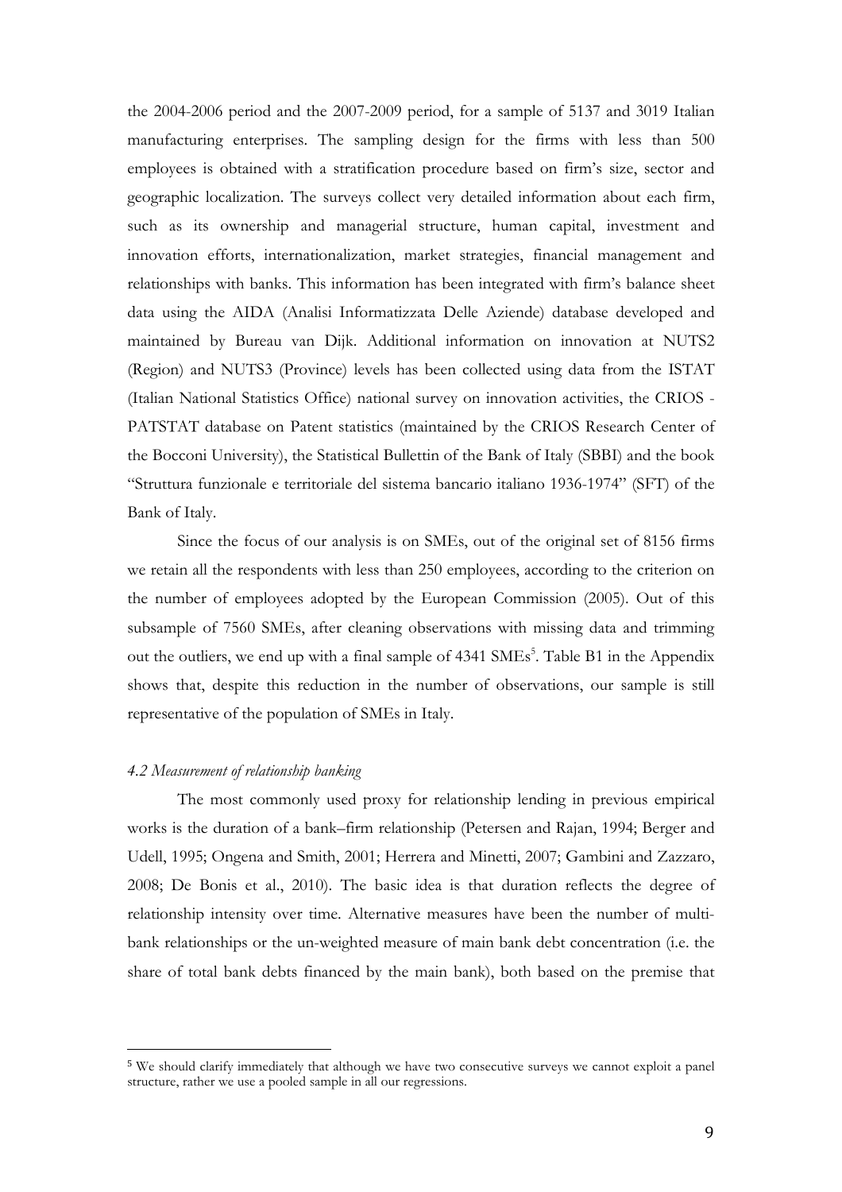the 2004-2006 period and the 2007-2009 period, for a sample of 5137 and 3019 Italian manufacturing enterprises. The sampling design for the firms with less than 500 employees is obtained with a stratification procedure based on firm's size, sector and geographic localization. The surveys collect very detailed information about each firm, such as its ownership and managerial structure, human capital, investment and innovation efforts, internationalization, market strategies, financial management and relationships with banks. This information has been integrated with firm's balance sheet data using the AIDA (Analisi Informatizzata Delle Aziende) database developed and maintained by Bureau van Dijk. Additional information on innovation at NUTS2 (Region) and NUTS3 (Province) levels has been collected using data from the ISTAT (Italian National Statistics Office) national survey on innovation activities, the CRIOS - PATSTAT database on Patent statistics (maintained by the CRIOS Research Center of the Bocconi University), the Statistical Bullettin of the Bank of Italy (SBBI) and the book "Struttura funzionale e territoriale del sistema bancario italiano 1936-1974" (SFT) of the Bank of Italy.

Since the focus of our analysis is on SMEs, out of the original set of 8156 firms we retain all the respondents with less than 250 employees, according to the criterion on the number of employees adopted by the European Commission (2005). Out of this subsample of 7560 SMEs, after cleaning observations with missing data and trimming out the outliers, we end up with a final sample of 4341 SMEs[5]. Table B1 in the Appendix shows that, despite this reduction in the number of observations, our sample is still representative of the population of SMEs in Italy.

### *4.2 Measurement of relationship banking*

The most commonly used proxy for relationship lending in previous empirical works is the duration of a bank–firm relationship (Petersen and Rajan, 1994; Berger and Udell, 1995; Ongena and Smith, 2001; Herrera and Minetti, 2007; Gambini and Zazzaro, 2008; De Bonis et al., 2010). The basic idea is that duration reflects the degree of relationship intensity over time. Alternative measures have been the number of multi-bank relationships or the un-weighted measure of main bank debt concentration (i.e. the share of total bank debts financed by the main bank), both based on the premise that

---

[5] We should clarify immediately that although we have two consecutive surveys we cannot exploit a panel structure, rather we use a pooled sample in all our regressions.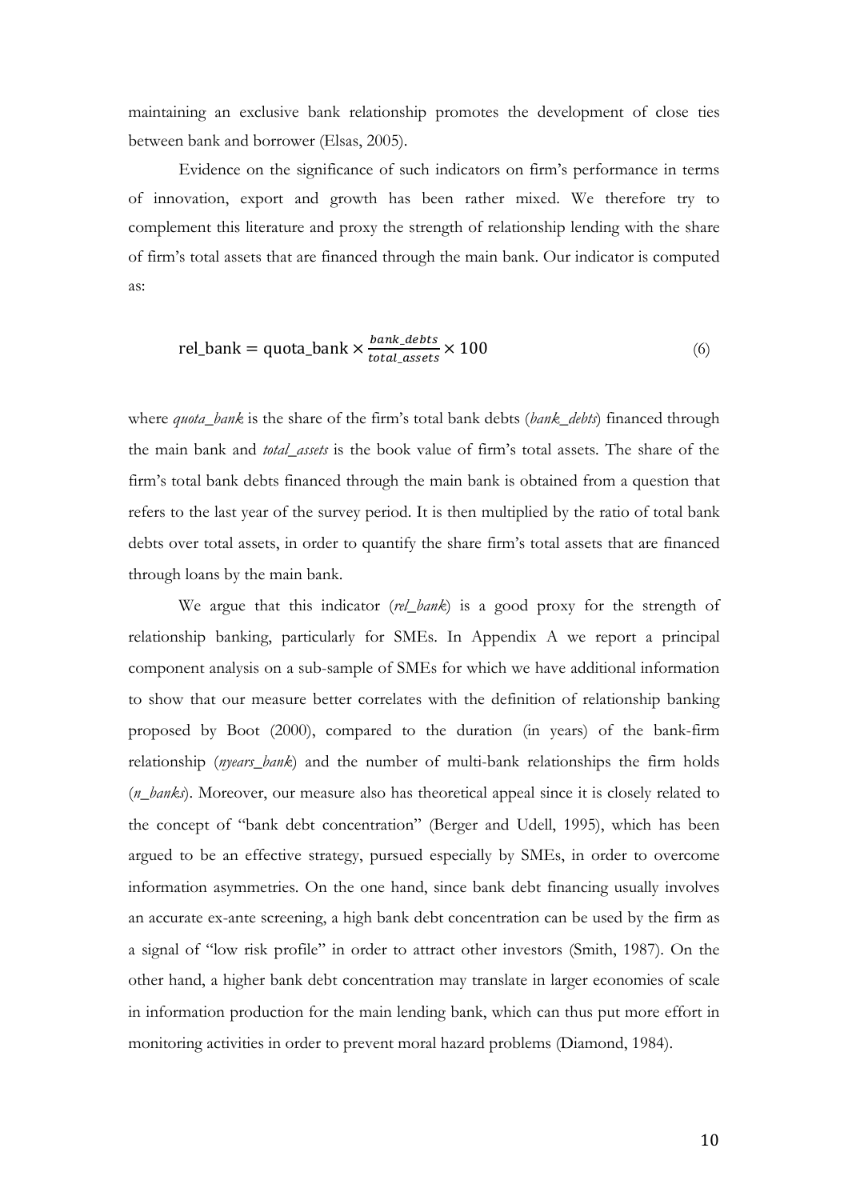maintaining an exclusive bank relationship promotes the development of close ties between bank and borrower (Elsas, 2005).

Evidence on the significance of such indicators on firm's performance in terms of innovation, export and growth has been rather mixed. We therefore try to complement this literature and proxy the strength of relationship lending with the share of firm's total assets that are financed through the main bank. Our indicator is computed as:

$$\text{rel\_bank} = \text{quota\_bank} \times \frac{bank\_debts}{total\_assets} \times 100 \qquad (6)$$

where *quota_bank* is the share of the firm's total bank debts (*bank_debts*) financed through the main bank and *total_assets* is the book value of firm's total assets. The share of the firm's total bank debts financed through the main bank is obtained from a question that refers to the last year of the survey period. It is then multiplied by the ratio of total bank debts over total assets, in order to quantify the share firm's total assets that are financed through loans by the main bank.

We argue that this indicator (*rel_bank*) is a good proxy for the strength of relationship banking, particularly for SMEs. In Appendix A we report a principal component analysis on a sub-sample of SMEs for which we have additional information to show that our measure better correlates with the definition of relationship banking proposed by Boot (2000), compared to the duration (in years) of the bank-firm relationship (*nyears_bank*) and the number of multi-bank relationships the firm holds (*n_banks*). Moreover, our measure also has theoretical appeal since it is closely related to the concept of "bank debt concentration" (Berger and Udell, 1995), which has been argued to be an effective strategy, pursued especially by SMEs, in order to overcome information asymmetries. On the one hand, since bank debt financing usually involves an accurate ex-ante screening, a high bank debt concentration can be used by the firm as a signal of "low risk profile" in order to attract other investors (Smith, 1987). On the other hand, a higher bank debt concentration may translate in larger economies of scale in information production for the main lending bank, which can thus put more effort in monitoring activities in order to prevent moral hazard problems (Diamond, 1984).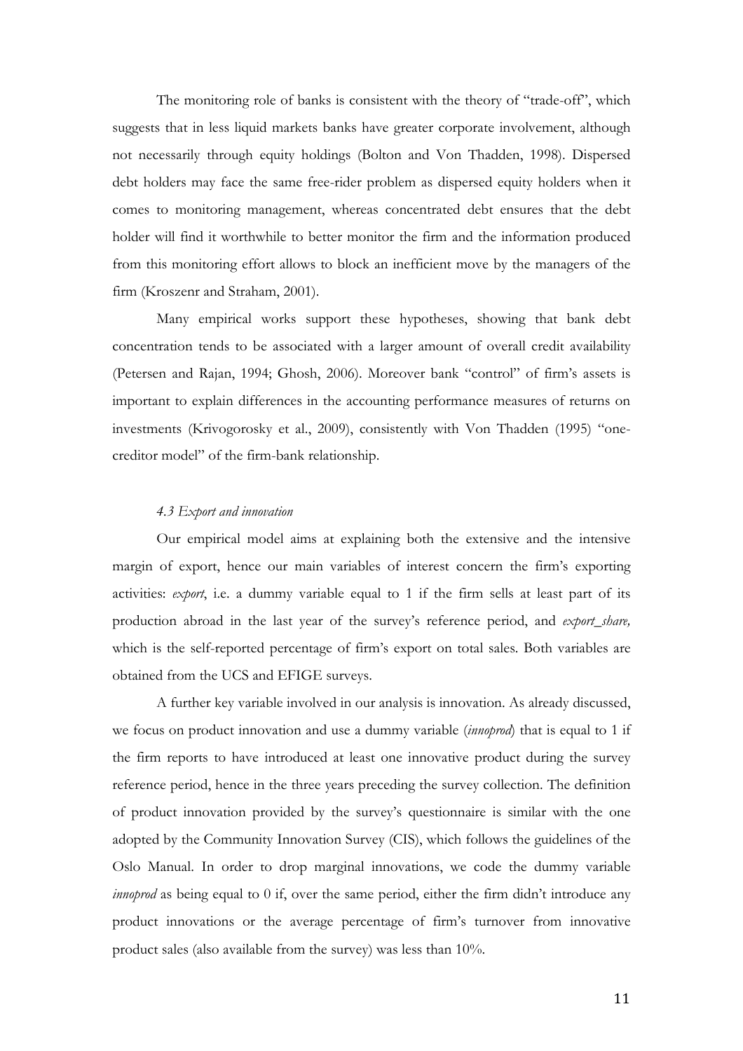The monitoring role of banks is consistent with the theory of "trade-off", which suggests that in less liquid markets banks have greater corporate involvement, although not necessarily through equity holdings (Bolton and Von Thadden, 1998). Dispersed debt holders may face the same free-rider problem as dispersed equity holders when it comes to monitoring management, whereas concentrated debt ensures that the debt holder will find it worthwhile to better monitor the firm and the information produced from this monitoring effort allows to block an inefficient move by the managers of the firm (Kroszenr and Straham, 2001).

Many empirical works support these hypotheses, showing that bank debt concentration tends to be associated with a larger amount of overall credit availability (Petersen and Rajan, 1994; Ghosh, 2006). Moreover bank "control" of firm's assets is important to explain differences in the accounting performance measures of returns on investments (Krivogorosky et al., 2009), consistently with Von Thadden (1995) "one-creditor model" of the firm-bank relationship.

### *4.3 Export and innovation*

Our empirical model aims at explaining both the extensive and the intensive margin of export, hence our main variables of interest concern the firm's exporting activities: *export*, i.e. a dummy variable equal to 1 if the firm sells at least part of its production abroad in the last year of the survey's reference period, and *export_share,* which is the self-reported percentage of firm's export on total sales. Both variables are obtained from the UCS and EFIGE surveys.

A further key variable involved in our analysis is innovation. As already discussed, we focus on product innovation and use a dummy variable (*innoprod*) that is equal to 1 if the firm reports to have introduced at least one innovative product during the survey reference period, hence in the three years preceding the survey collection. The definition of product innovation provided by the survey's questionnaire is similar with the one adopted by the Community Innovation Survey (CIS), which follows the guidelines of the Oslo Manual. In order to drop marginal innovations, we code the dummy variable *innoprod* as being equal to 0 if, over the same period, either the firm didn't introduce any product innovations or the average percentage of firm's turnover from innovative product sales (also available from the survey) was less than 10%.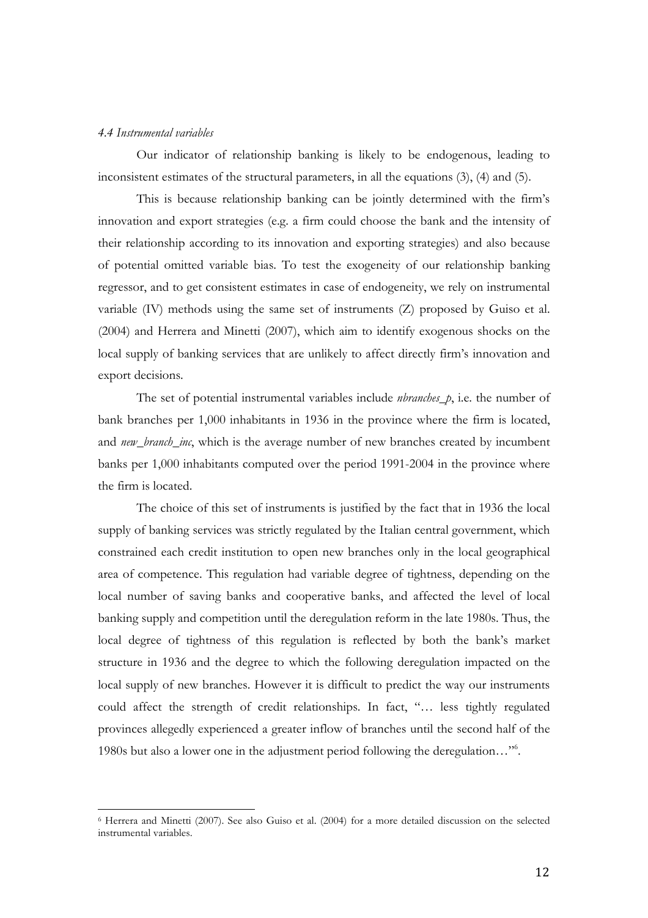#### *4.4 Instrumental variables*

Our indicator of relationship banking is likely to be endogenous, leading to inconsistent estimates of the structural parameters, in all the equations (3), (4) and (5).

This is because relationship banking can be jointly determined with the firm's innovation and export strategies (e.g. a firm could choose the bank and the intensity of their relationship according to its innovation and exporting strategies) and also because of potential omitted variable bias. To test the exogeneity of our relationship banking regressor, and to get consistent estimates in case of endogeneity, we rely on instrumental variable (IV) methods using the same set of instruments (Z) proposed by Guiso et al. (2004) and Herrera and Minetti (2007), which aim to identify exogenous shocks on the local supply of banking services that are unlikely to affect directly firm's innovation and export decisions.

The set of potential instrumental variables include *nbranches_p*, i.e. the number of bank branches per 1,000 inhabitants in 1936 in the province where the firm is located, and *new_branch_inc*, which is the average number of new branches created by incumbent banks per 1,000 inhabitants computed over the period 1991-2004 in the province where the firm is located.

The choice of this set of instruments is justified by the fact that in 1936 the local supply of banking services was strictly regulated by the Italian central government, which constrained each credit institution to open new branches only in the local geographical area of competence. This regulation had variable degree of tightness, depending on the local number of saving banks and cooperative banks, and affected the level of local banking supply and competition until the deregulation reform in the late 1980s. Thus, the local degree of tightness of this regulation is reflected by both the bank's market structure in 1936 and the degree to which the following deregulation impacted on the local supply of new branches. However it is difficult to predict the way our instruments could affect the strength of credit relationships. In fact, "… less tightly regulated provinces allegedly experienced a greater inflow of branches until the second half of the 1980s but also a lower one in the adjustment period following the deregulation…"[6].

[6] Herrera and Minetti (2007). See also Guiso et al. (2004) for a more detailed discussion on the selected instrumental variables.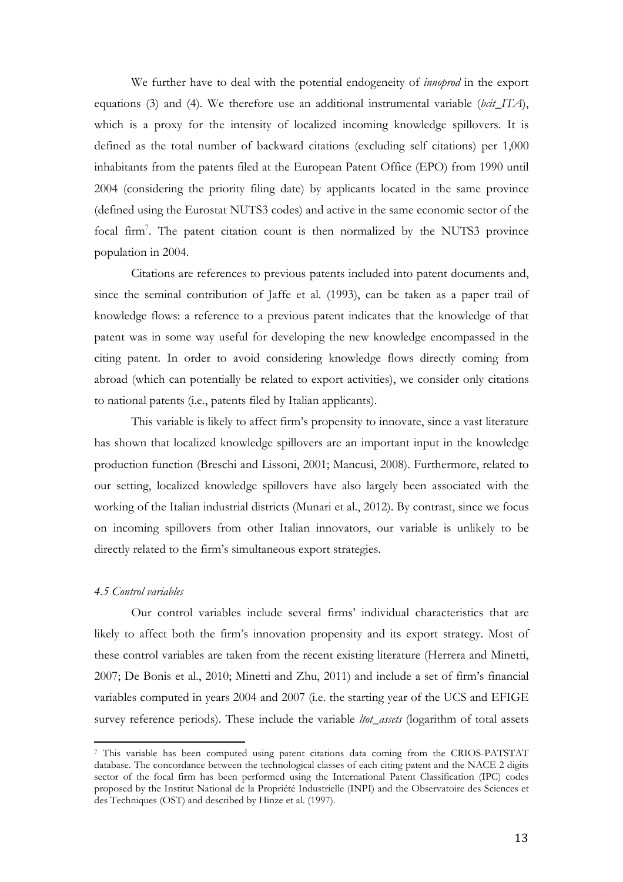We further have to deal with the potential endogeneity of *innoprod* in the export equations (3) and (4). We therefore use an additional instrumental variable (*bcit_ITA*), which is a proxy for the intensity of localized incoming knowledge spillovers. It is defined as the total number of backward citations (excluding self citations) per 1,000 inhabitants from the patents filed at the European Patent Office (EPO) from 1990 until 2004 (considering the priority filing date) by applicants located in the same province (defined using the Eurostat NUTS3 codes) and active in the same economic sector of the focal firm[7]. The patent citation count is then normalized by the NUTS3 province population in 2004.

Citations are references to previous patents included into patent documents and, since the seminal contribution of Jaffe et al. (1993), can be taken as a paper trail of knowledge flows: a reference to a previous patent indicates that the knowledge of that patent was in some way useful for developing the new knowledge encompassed in the citing patent. In order to avoid considering knowledge flows directly coming from abroad (which can potentially be related to export activities), we consider only citations to national patents (i.e., patents filed by Italian applicants).

This variable is likely to affect firm's propensity to innovate, since a vast literature has shown that localized knowledge spillovers are an important input in the knowledge production function (Breschi and Lissoni, 2001; Mancusi, 2008). Furthermore, related to our setting, localized knowledge spillovers have also largely been associated with the working of the Italian industrial districts (Munari et al., 2012). By contrast, since we focus on incoming spillovers from other Italian innovators, our variable is unlikely to be directly related to the firm's simultaneous export strategies.

#### *4.5 Control variables*

Our control variables include several firms' individual characteristics that are likely to affect both the firm's innovation propensity and its export strategy. Most of these control variables are taken from the recent existing literature (Herrera and Minetti, 2007; De Bonis et al., 2010; Minetti and Zhu, 2011) and include a set of firm's financial variables computed in years 2004 and 2007 (i.e. the starting year of the UCS and EFIGE survey reference periods). These include the variable *ltot_assets* (logarithm of total assets

[7] This variable has been computed using patent citations data coming from the CRIOS-PATSTAT database. The concordance between the technological classes of each citing patent and the NACE 2 digits sector of the focal firm has been performed using the International Patent Classification (IPC) codes proposed by the Institut National de la Propriété Industrielle (INPI) and the Observatoire des Sciences et des Techniques (OST) and described by Hinze et al. (1997).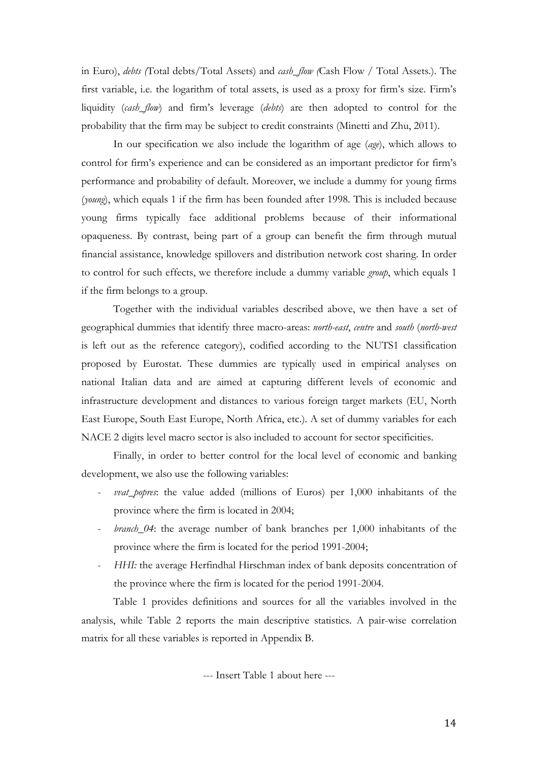in Euro), *debts (*Total debts/Total Assets) and *cash_flow (*Cash Flow / Total Assets.). The first variable, i.e. the logarithm of total assets, is used as a proxy for firm's size. Firm's liquidity (*cash_flow*) and firm's leverage (*debts*) are then adopted to control for the probability that the firm may be subject to credit constraints (Minetti and Zhu, 2011).

In our specification we also include the logarithm of age (*age*), which allows to control for firm's experience and can be considered as an important predictor for firm's performance and probability of default. Moreover, we include a dummy for young firms (*young*), which equals 1 if the firm has been founded after 1998. This is included because young firms typically face additional problems because of their informational opaqueness. By contrast, being part of a group can benefit the firm through mutual financial assistance, knowledge spillovers and distribution network cost sharing. In order to control for such effects, we therefore include a dummy variable *group*, which equals 1 if the firm belongs to a group.

Together with the individual variables described above, we then have a set of geographical dummies that identify three macro-areas: *north-east*, *centre* and *south* (*north-west* is left out as the reference category), codified according to the NUTS1 classification proposed by Eurostat. These dummies are typically used in empirical analyses on national Italian data and are aimed at capturing different levels of economic and infrastructure development and distances to various foreign target markets (EU, North East Europe, South East Europe, North Africa, etc.). A set of dummy variables for each NACE 2 digits level macro sector is also included to account for sector specificities.

Finally, in order to better control for the local level of economic and banking development, we also use the following variables:

- *vvat_popres*: the value added (millions of Euros) per 1,000 inhabitants of the province where the firm is located in 2004;
- *branch_04*: the average number of bank branches per 1,000 inhabitants of the province where the firm is located for the period 1991-2004;
- *HHI:* the average Herfindhal Hirschman index of bank deposits concentration of the province where the firm is located for the period 1991-2004.

Table 1 provides definitions and sources for all the variables involved in the analysis, while Table 2 reports the main descriptive statistics. A pair-wise correlation matrix for all these variables is reported in Appendix B.

--- Insert Table 1 about here ---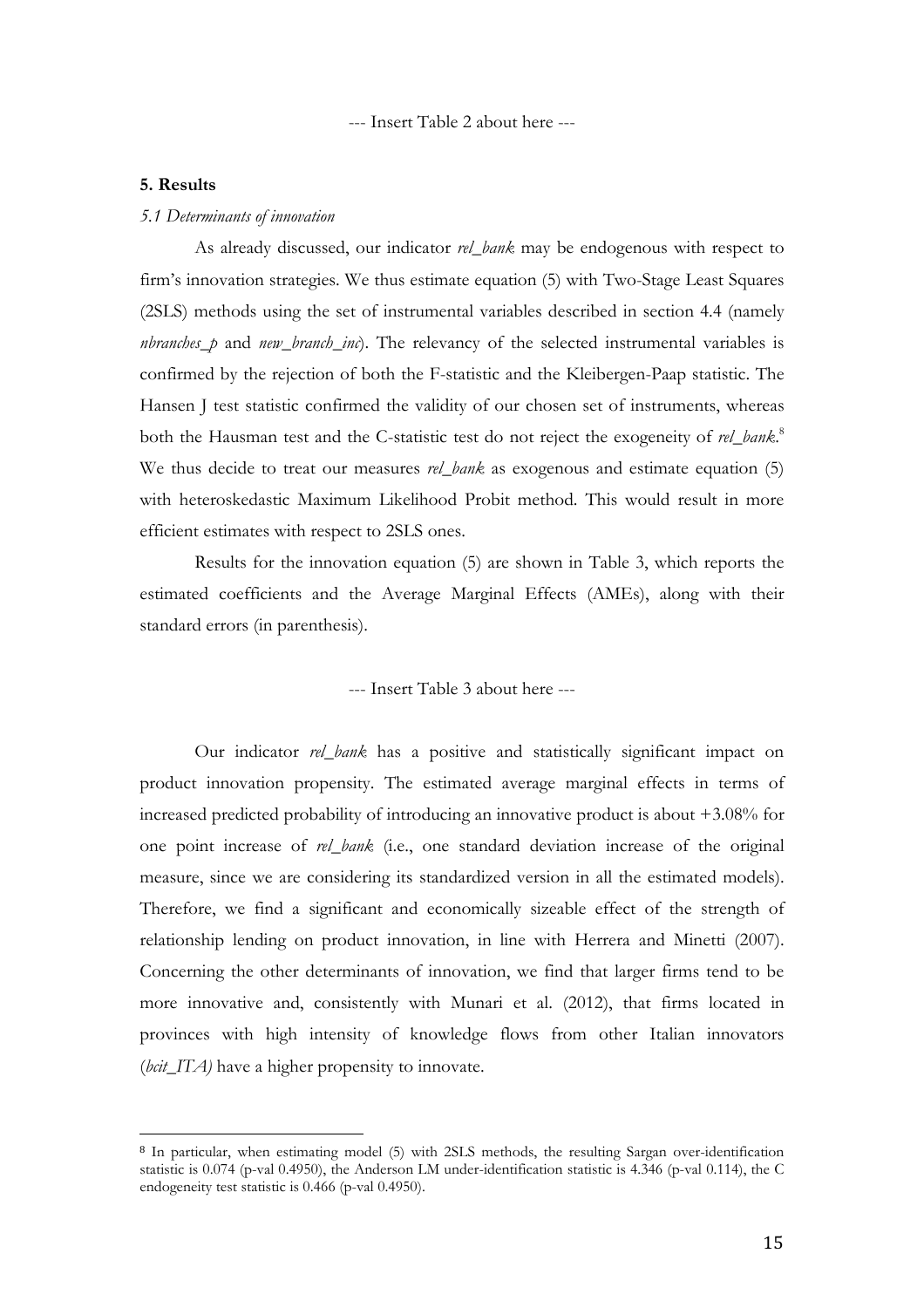--- Insert Table 2 about here ---

## 5. Results

### *5.1 Determinants of innovation*

As already discussed, our indicator *rel_bank* may be endogenous with respect to firm's innovation strategies. We thus estimate equation (5) with Two-Stage Least Squares (2SLS) methods using the set of instrumental variables described in section 4.4 (namely *nbranches_p* and *new_branch_inc*). The relevancy of the selected instrumental variables is confirmed by the rejection of both the F-statistic and the Kleibergen-Paap statistic. The Hansen J test statistic confirmed the validity of our chosen set of instruments, whereas both the Hausman test and the C-statistic test do not reject the exogeneity of *rel_bank*.[8] We thus decide to treat our measures *rel_bank* as exogenous and estimate equation (5) with heteroskedastic Maximum Likelihood Probit method. This would result in more efficient estimates with respect to 2SLS ones.

Results for the innovation equation (5) are shown in Table 3, which reports the estimated coefficients and the Average Marginal Effects (AMEs), along with their standard errors (in parenthesis).

--- Insert Table 3 about here ---

Our indicator *rel_bank* has a positive and statistically significant impact on product innovation propensity. The estimated average marginal effects in terms of increased predicted probability of introducing an innovative product is about +3.08% for one point increase of *rel_bank* (i.e., one standard deviation increase of the original measure, since we are considering its standardized version in all the estimated models). Therefore, we find a significant and economically sizeable effect of the strength of relationship lending on product innovation, in line with Herrera and Minetti (2007). Concerning the other determinants of innovation, we find that larger firms tend to be more innovative and, consistently with Munari et al. (2012), that firms located in provinces with high intensity of knowledge flows from other Italian innovators (*bcit_ITA)* have a higher propensity to innovate.

[8] In particular, when estimating model (5) with 2SLS methods, the resulting Sargan over-identification statistic is 0.074 (p-val 0.4950), the Anderson LM under-identification statistic is 4.346 (p-val 0.114), the C endogeneity test statistic is 0.466 (p-val 0.4950).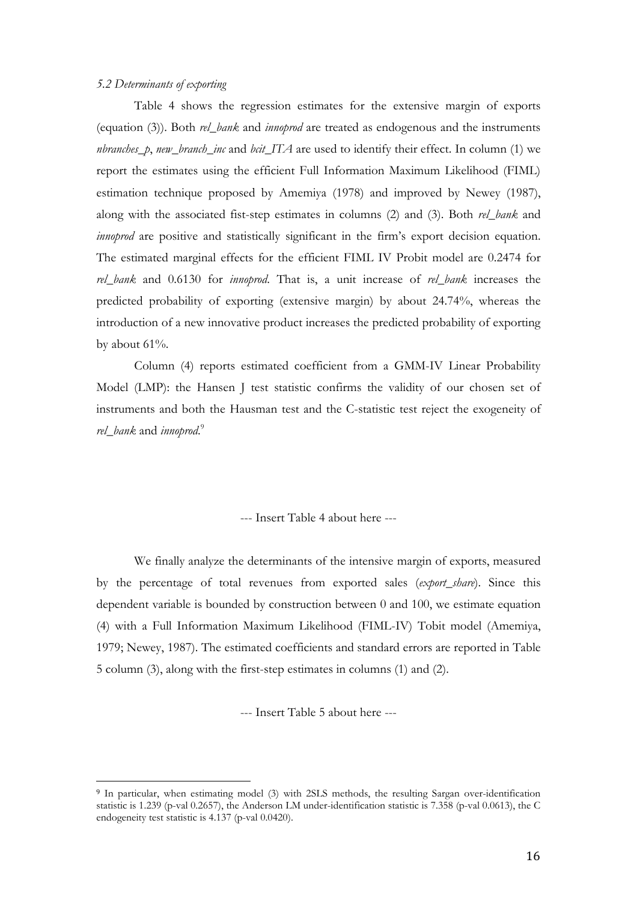*5.2 Determinants of exporting*

Table 4 shows the regression estimates for the extensive margin of exports (equation (3)). Both *rel_bank* and *innoprod* are treated as endogenous and the instruments *nbranches_p*, *new_branch_inc* and *bcit_ITA* are used to identify their effect. In column (1) we report the estimates using the efficient Full Information Maximum Likelihood (FIML) estimation technique proposed by Amemiya (1978) and improved by Newey (1987), along with the associated fist-step estimates in columns (2) and (3). Both *rel_bank* and *innoprod* are positive and statistically significant in the firm's export decision equation. The estimated marginal effects for the efficient FIML IV Probit model are 0.2474 for *rel_bank* and 0.6130 for *innoprod*. That is, a unit increase of *rel_bank* increases the predicted probability of exporting (extensive margin) by about 24.74%, whereas the introduction of a new innovative product increases the predicted probability of exporting by about 61%.

Column (4) reports estimated coefficient from a GMM-IV Linear Probability Model (LMP): the Hansen J test statistic confirms the validity of our chosen set of instruments and both the Hausman test and the C-statistic test reject the exogeneity of *rel_bank* and *innoprod*.[9]

--- Insert Table 4 about here ---

We finally analyze the determinants of the intensive margin of exports, measured by the percentage of total revenues from exported sales (*export_share*). Since this dependent variable is bounded by construction between 0 and 100, we estimate equation (4) with a Full Information Maximum Likelihood (FIML-IV) Tobit model (Amemiya, 1979; Newey, 1987). The estimated coefficients and standard errors are reported in Table 5 column (3), along with the first-step estimates in columns (1) and (2).

--- Insert Table 5 about here ---

[9] In particular, when estimating model (3) with 2SLS methods, the resulting Sargan over-identification statistic is 1.239 (p-val 0.2657), the Anderson LM under-identification statistic is 7.358 (p-val 0.0613), the C endogeneity test statistic is 4.137 (p-val 0.0420).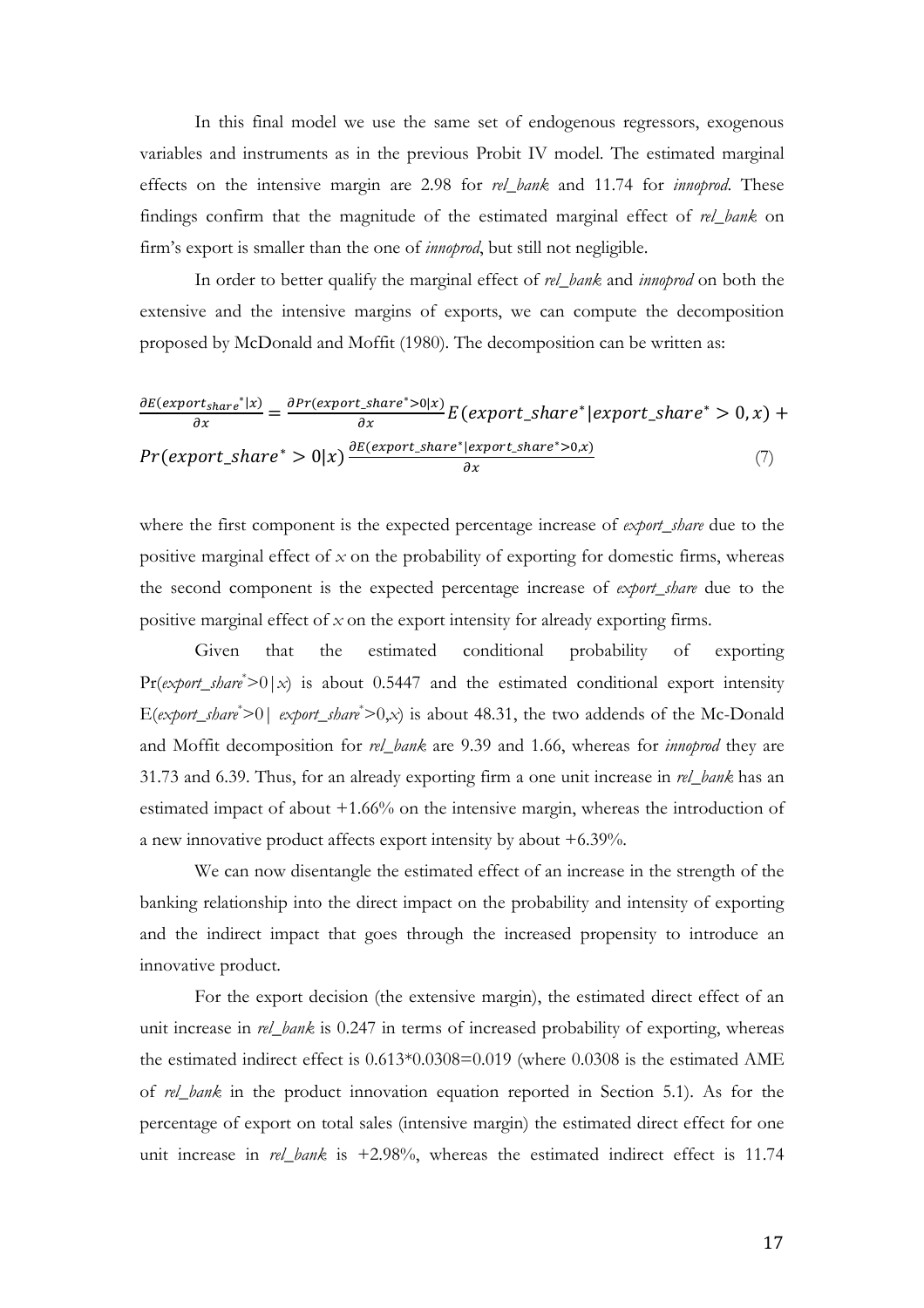In this final model we use the same set of endogenous regressors, exogenous variables and instruments as in the previous Probit IV model. The estimated marginal effects on the intensive margin are 2.98 for *rel_bank* and 11.74 for *innoprod*. These findings confirm that the magnitude of the estimated marginal effect of *rel_bank* on firm's export is smaller than the one of *innoprod*, but still not negligible.

In order to better qualify the marginal effect of *rel_bank* and *innoprod* on both the extensive and the intensive margins of exports, we can compute the decomposition proposed by McDonald and Moffit (1980). The decomposition can be written as:

$$\frac{\partial E(export_{share}^{*}|x)}{\partial x} = \frac{\partial Pr(export\_share^{*}>0|x)}{\partial x} E(export\_share^{*}|export\_share^{*} > 0, x) + Pr(export\_share^{*} > 0|x) \frac{\partial E(export\_share^{*}|export\_share^{*}>0,x)}{\partial x} \tag{7}$$

where the first component is the expected percentage increase of *export_share* due to the positive marginal effect of $x$ on the probability of exporting for domestic firms, whereas the second component is the expected percentage increase of *export_share* due to the positive marginal effect of $x$ on the export intensity for already exporting firms.

Given that the estimated conditional probability of exporting $Pr(export\_share^{*}>0|x)$ is about 0.5447 and the estimated conditional export intensity $E(export\_share^{*}>0|\ export\_share^{*}>0,x)$ is about 48.31, the two addends of the Mc-Donald and Moffit decomposition for *rel_bank* are 9.39 and 1.66, whereas for *innoprod* they are 31.73 and 6.39. Thus, for an already exporting firm a one unit increase in *rel_bank* has an estimated impact of about +1.66% on the intensive margin, whereas the introduction of a new innovative product affects export intensity by about +6.39%.

We can now disentangle the estimated effect of an increase in the strength of the banking relationship into the direct impact on the probability and intensity of exporting and the indirect impact that goes through the increased propensity to introduce an innovative product.

For the export decision (the extensive margin), the estimated direct effect of an unit increase in *rel_bank* is 0.247 in terms of increased probability of exporting, whereas the estimated indirect effect is 0.613*0.0308=0.019 (where 0.0308 is the estimated AME of *rel_bank* in the product innovation equation reported in Section 5.1). As for the percentage of export on total sales (intensive margin) the estimated direct effect for one unit increase in *rel_bank* is +2.98%, whereas the estimated indirect effect is 11.74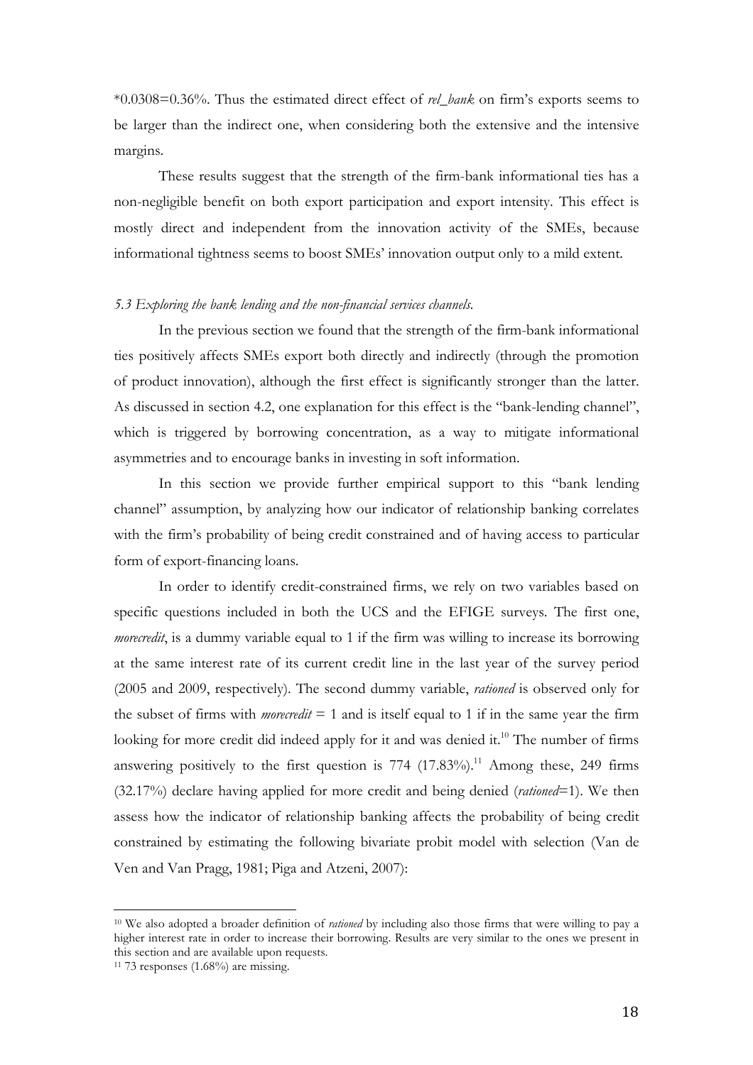*0.0308=0.36%. Thus the estimated direct effect of *rel_bank* on firm's exports seems to be larger than the indirect one, when considering both the extensive and the intensive margins.

These results suggest that the strength of the firm-bank informational ties has a non-negligible benefit on both export participation and export intensity. This effect is mostly direct and independent from the innovation activity of the SMEs, because informational tightness seems to boost SMEs' innovation output only to a mild extent.

### *5.3 Exploring the bank lending and the non-financial services channels.*

In the previous section we found that the strength of the firm-bank informational ties positively affects SMEs export both directly and indirectly (through the promotion of product innovation), although the first effect is significantly stronger than the latter. As discussed in section 4.2, one explanation for this effect is the "bank-lending channel", which is triggered by borrowing concentration, as a way to mitigate informational asymmetries and to encourage banks in investing in soft information.

In this section we provide further empirical support to this "bank lending channel" assumption, by analyzing how our indicator of relationship banking correlates with the firm's probability of being credit constrained and of having access to particular form of export-financing loans.

In order to identify credit-constrained firms, we rely on two variables based on specific questions included in both the UCS and the EFIGE surveys. The first one, *morecredit*, is a dummy variable equal to 1 if the firm was willing to increase its borrowing at the same interest rate of its current credit line in the last year of the survey period (2005 and 2009, respectively). The second dummy variable, *rationed* is observed only for the subset of firms with *morecredit* = 1 and is itself equal to 1 if in the same year the firm looking for more credit did indeed apply for it and was denied it.[10] The number of firms answering positively to the first question is 774 (17.83%).[11] Among these, 249 firms (32.17%) declare having applied for more credit and being denied (*rationed*=1). We then assess how the indicator of relationship banking affects the probability of being credit constrained by estimating the following bivariate probit model with selection (Van de Ven and Van Pragg, 1981; Piga and Atzeni, 2007):

[10] We also adopted a broader definition of *rationed* by including also those firms that were willing to pay a higher interest rate in order to increase their borrowing. Results are very similar to the ones we present in this section and are available upon requests.

[11] 73 responses (1.68%) are missing.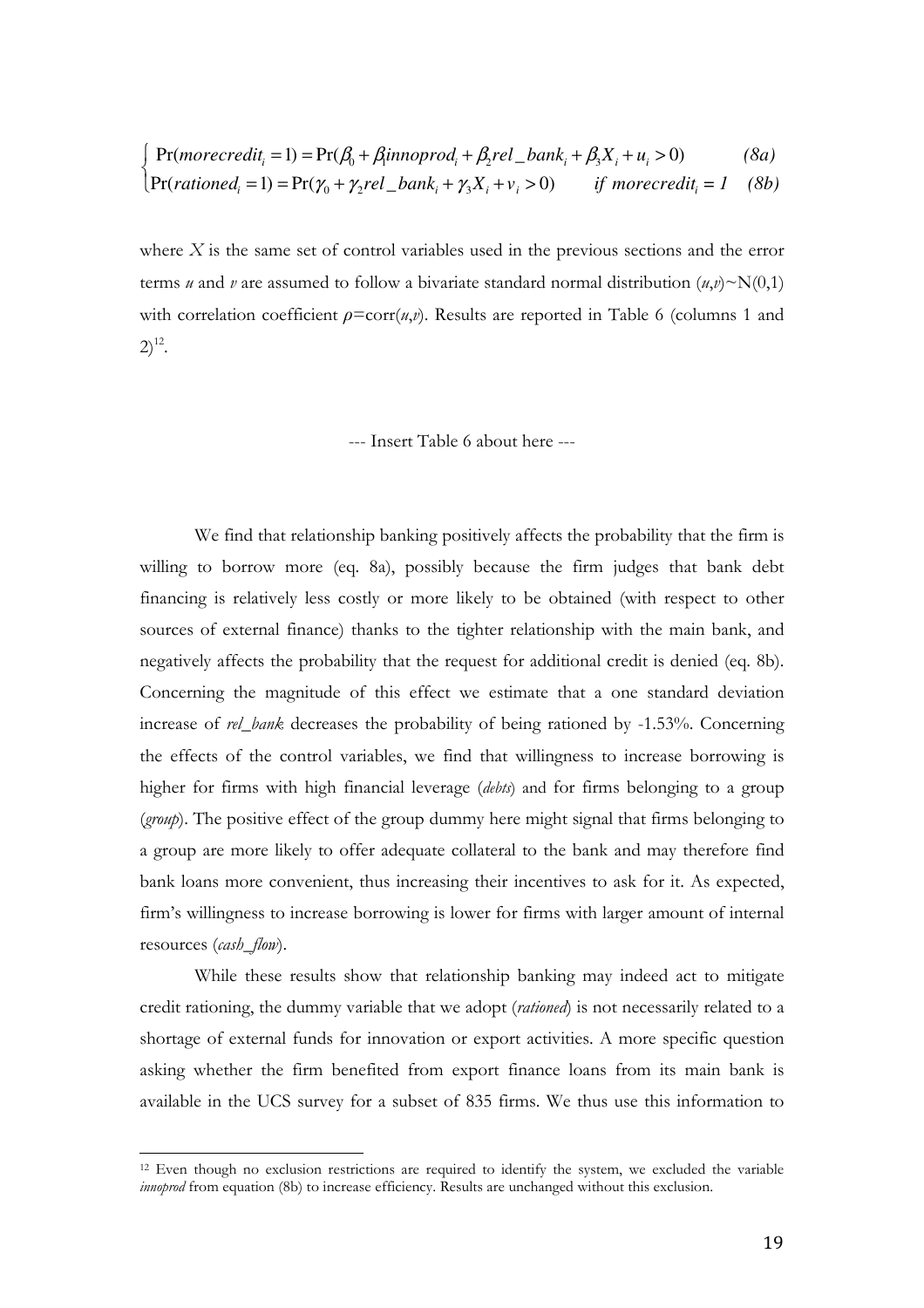$$
\begin{cases}
\Pr(morecredit_i = 1) = \Pr(\beta_0 + \beta_1 innoprod_i + \beta_2 rel\_bank_i + \beta_3 X_i + u_i > 0) & (8a) \\
\Pr(rationed_i = 1) = \Pr(\gamma_0 + \gamma_2 rel\_bank_i + \gamma_3 X_i + v_i > 0) \quad \textit{if } morecredit_i = 1 & (8b)
\end{cases}
$$

where $X$ is the same set of control variables used in the previous sections and the error terms *u* and *v* are assumed to follow a bivariate standard normal distribution $(u,v) \sim N(0,1)$ with correlation coefficient $\rho = \text{corr}(u,v)$. Results are reported in Table 6 (columns 1 and 2)[12].

--- Insert Table 6 about here ---

We find that relationship banking positively affects the probability that the firm is willing to borrow more (eq. 8a), possibly because the firm judges that bank debt financing is relatively less costly or more likely to be obtained (with respect to other sources of external finance) thanks to the tighter relationship with the main bank, and negatively affects the probability that the request for additional credit is denied (eq. 8b). Concerning the magnitude of this effect we estimate that a one standard deviation increase of *rel_bank* decreases the probability of being rationed by -1.53%. Concerning the effects of the control variables, we find that willingness to increase borrowing is higher for firms with high financial leverage (*debts*) and for firms belonging to a group (*group*). The positive effect of the group dummy here might signal that firms belonging to a group are more likely to offer adequate collateral to the bank and may therefore find bank loans more convenient, thus increasing their incentives to ask for it. As expected, firm's willingness to increase borrowing is lower for firms with larger amount of internal resources (*cash_flow*).

While these results show that relationship banking may indeed act to mitigate credit rationing, the dummy variable that we adopt (*rationed*) is not necessarily related to a shortage of external funds for innovation or export activities. A more specific question asking whether the firm benefited from export finance loans from its main bank is available in the UCS survey for a subset of 835 firms. We thus use this information to

[12] Even though no exclusion restrictions are required to identify the system, we excluded the variable *innoprod* from equation (8b) to increase efficiency. Results are unchanged without this exclusion.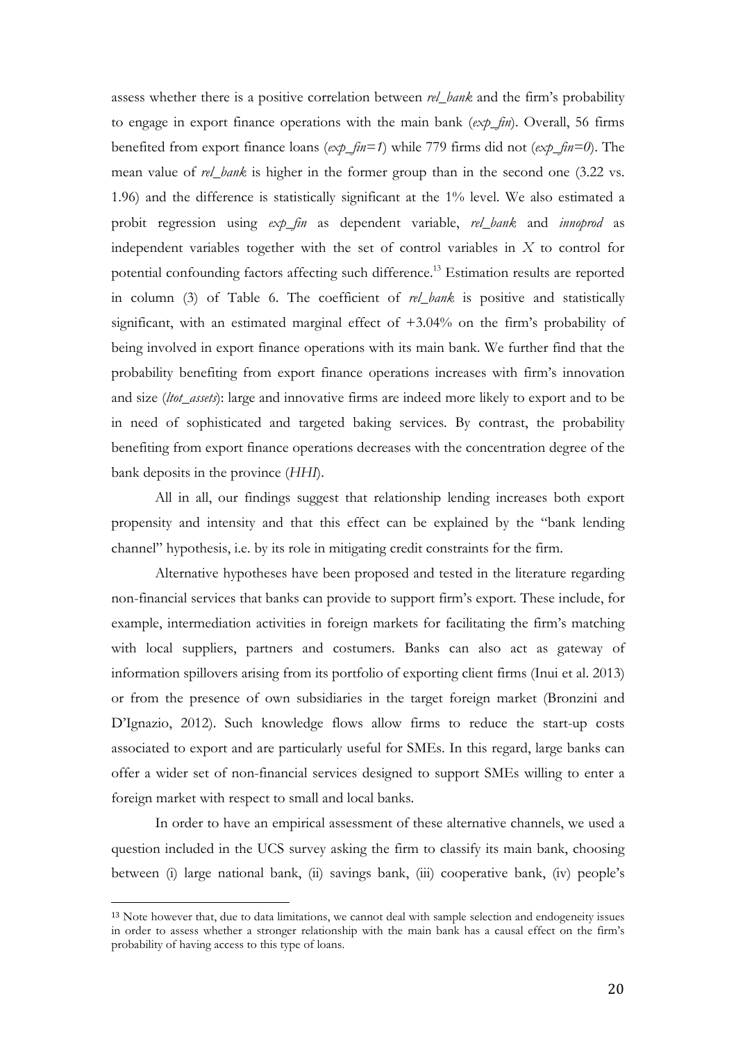assess whether there is a positive correlation between *rel_bank* and the firm's probability to engage in export finance operations with the main bank (*exp_fin*). Overall, 56 firms benefited from export finance loans (*exp_fin=1*) while 779 firms did not (*exp_fin=0*). The mean value of *rel_bank* is higher in the former group than in the second one (3.22 vs. 1.96) and the difference is statistically significant at the 1% level. We also estimated a probit regression using *exp_fin* as dependent variable, *rel_bank* and *innoprod* as independent variables together with the set of control variables in $X$ to control for potential confounding factors affecting such difference.[13] Estimation results are reported in column (3) of Table 6. The coefficient of *rel_bank* is positive and statistically significant, with an estimated marginal effect of +3.04% on the firm's probability of being involved in export finance operations with its main bank. We further find that the probability benefiting from export finance operations increases with firm's innovation and size (*ltot_assets*): large and innovative firms are indeed more likely to export and to be in need of sophisticated and targeted baking services. By contrast, the probability benefiting from export finance operations decreases with the concentration degree of the bank deposits in the province (*HHI*).

All in all, our findings suggest that relationship lending increases both export propensity and intensity and that this effect can be explained by the "bank lending channel" hypothesis, i.e. by its role in mitigating credit constraints for the firm.

Alternative hypotheses have been proposed and tested in the literature regarding non-financial services that banks can provide to support firm's export. These include, for example, intermediation activities in foreign markets for facilitating the firm's matching with local suppliers, partners and costumers. Banks can also act as gateway of information spillovers arising from its portfolio of exporting client firms (Inui et al. 2013) or from the presence of own subsidiaries in the target foreign market (Bronzini and D'Ignazio, 2012). Such knowledge flows allow firms to reduce the start-up costs associated to export and are particularly useful for SMEs. In this regard, large banks can offer a wider set of non-financial services designed to support SMEs willing to enter a foreign market with respect to small and local banks.

In order to have an empirical assessment of these alternative channels, we used a question included in the UCS survey asking the firm to classify its main bank, choosing between (i) large national bank, (ii) savings bank, (iii) cooperative bank, (iv) people's

---

[13] Note however that, due to data limitations, we cannot deal with sample selection and endogeneity issues in order to assess whether a stronger relationship with the main bank has a causal effect on the firm's probability of having access to this type of loans.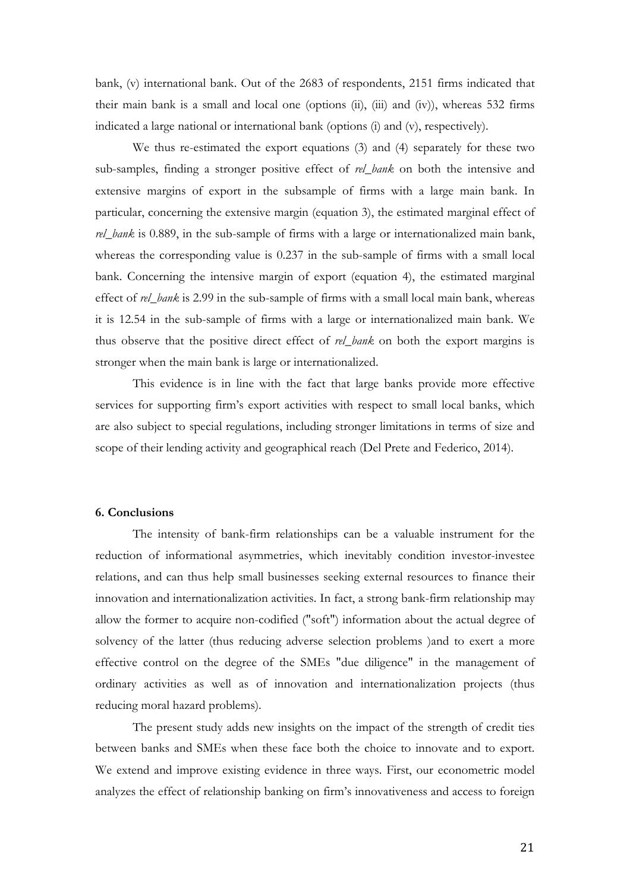bank, (v) international bank. Out of the 2683 of respondents, 2151 firms indicated that their main bank is a small and local one (options (ii), (iii) and (iv)), whereas 532 firms indicated a large national or international bank (options (i) and (v), respectively).

We thus re-estimated the export equations (3) and (4) separately for these two sub-samples, finding a stronger positive effect of *rel_bank* on both the intensive and extensive margins of export in the subsample of firms with a large main bank. In particular, concerning the extensive margin (equation 3), the estimated marginal effect of *rel_bank* is 0.889, in the sub-sample of firms with a large or internationalized main bank, whereas the corresponding value is 0.237 in the sub-sample of firms with a small local bank. Concerning the intensive margin of export (equation 4), the estimated marginal effect of *rel_bank* is 2.99 in the sub-sample of firms with a small local main bank, whereas it is 12.54 in the sub-sample of firms with a large or internationalized main bank. We thus observe that the positive direct effect of *rel_bank* on both the export margins is stronger when the main bank is large or internationalized.

This evidence is in line with the fact that large banks provide more effective services for supporting firm's export activities with respect to small local banks, which are also subject to special regulations, including stronger limitations in terms of size and scope of their lending activity and geographical reach (Del Prete and Federico, 2014).

## 6. Conclusions

The intensity of bank-firm relationships can be a valuable instrument for the reduction of informational asymmetries, which inevitably condition investor-investee relations, and can thus help small businesses seeking external resources to finance their innovation and internationalization activities. In fact, a strong bank-firm relationship may allow the former to acquire non-codified ("soft") information about the actual degree of solvency of the latter (thus reducing adverse selection problems )and to exert a more effective control on the degree of the SMEs "due diligence" in the management of ordinary activities as well as of innovation and internationalization projects (thus reducing moral hazard problems).

The present study adds new insights on the impact of the strength of credit ties between banks and SMEs when these face both the choice to innovate and to export. We extend and improve existing evidence in three ways. First, our econometric model analyzes the effect of relationship banking on firm's innovativeness and access to foreign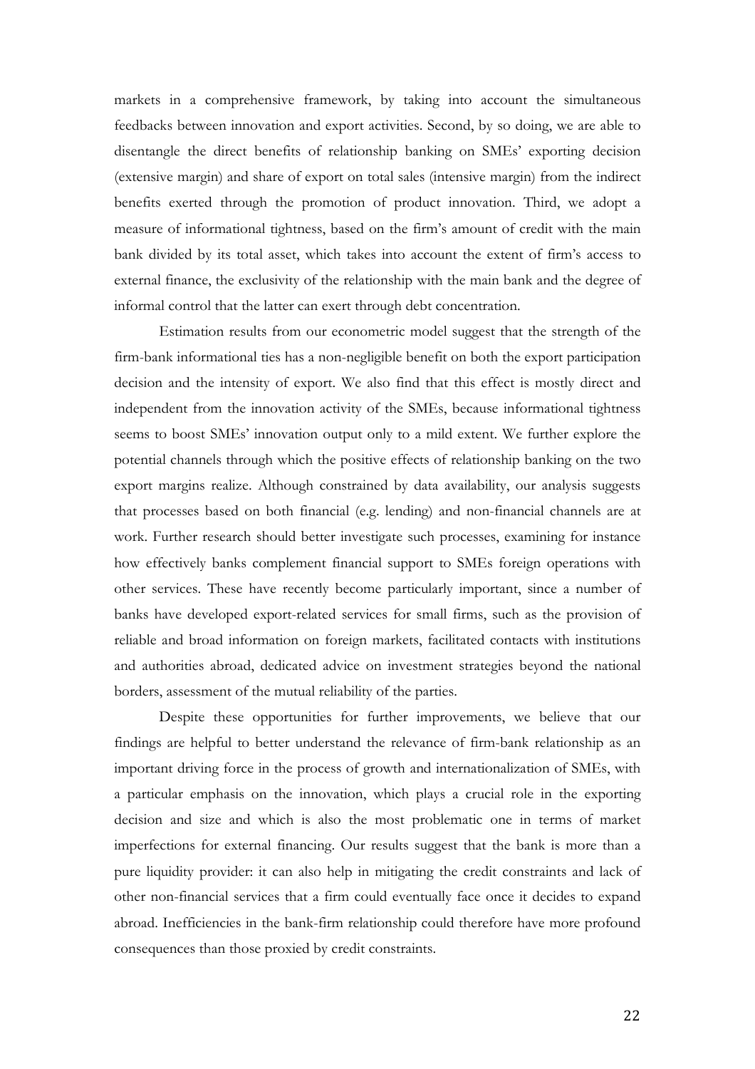markets in a comprehensive framework, by taking into account the simultaneous feedbacks between innovation and export activities. Second, by so doing, we are able to disentangle the direct benefits of relationship banking on SMEs' exporting decision (extensive margin) and share of export on total sales (intensive margin) from the indirect benefits exerted through the promotion of product innovation. Third, we adopt a measure of informational tightness, based on the firm's amount of credit with the main bank divided by its total asset, which takes into account the extent of firm's access to external finance, the exclusivity of the relationship with the main bank and the degree of informal control that the latter can exert through debt concentration.

Estimation results from our econometric model suggest that the strength of the firm-bank informational ties has a non-negligible benefit on both the export participation decision and the intensity of export. We also find that this effect is mostly direct and independent from the innovation activity of the SMEs, because informational tightness seems to boost SMEs' innovation output only to a mild extent. We further explore the potential channels through which the positive effects of relationship banking on the two export margins realize. Although constrained by data availability, our analysis suggests that processes based on both financial (e.g. lending) and non-financial channels are at work. Further research should better investigate such processes, examining for instance how effectively banks complement financial support to SMEs foreign operations with other services. These have recently become particularly important, since a number of banks have developed export-related services for small firms, such as the provision of reliable and broad information on foreign markets, facilitated contacts with institutions and authorities abroad, dedicated advice on investment strategies beyond the national borders, assessment of the mutual reliability of the parties.

Despite these opportunities for further improvements, we believe that our findings are helpful to better understand the relevance of firm-bank relationship as an important driving force in the process of growth and internationalization of SMEs, with a particular emphasis on the innovation, which plays a crucial role in the exporting decision and size and which is also the most problematic one in terms of market imperfections for external financing. Our results suggest that the bank is more than a pure liquidity provider: it can also help in mitigating the credit constraints and lack of other non-financial services that a firm could eventually face once it decides to expand abroad. Inefficiencies in the bank-firm relationship could therefore have more profound consequences than those proxied by credit constraints.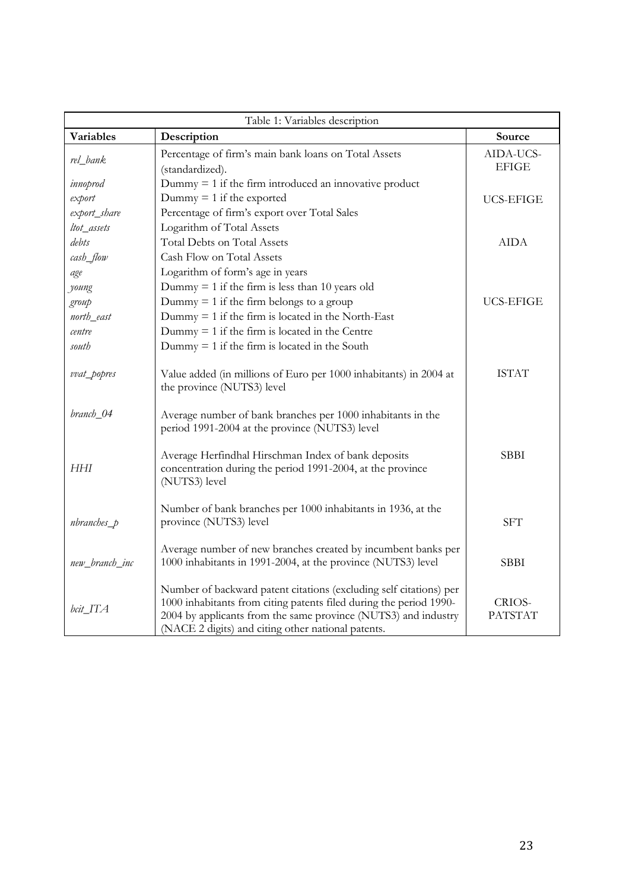| Table 1: Variables description | | |
|---|---|---|
| **Variables** | **Description** | **Source** |
| *rel_bank* | Percentage of firm's main bank loans on Total Assets (standardized). | AIDA-UCS-EFIGE |
| *innoprod* | Dummy = 1 if the firm introduced an innovative product | |
| *export* | Dummy = 1 if the exported | UCS-EFIGE |
| *export_share* | Percentage of firm's export over Total Sales | |
| *ltot_assets* | Logarithm of Total Assets | |
| *debts* | Total Debts on Total Assets | AIDA |
| *cash_flow* | Cash Flow on Total Assets | |
| *age* | Logarithm of form's age in years | |
| *young* | Dummy = 1 if the firm is less than 10 years old | |
| *group* | Dummy = 1 if the firm belongs to a group | UCS-EFIGE |
| *north_east* | Dummy = 1 if the firm is located in the North-East | |
| *centre* | Dummy = 1 if the firm is located in the Centre | |
| *south* | Dummy = 1 if the firm is located in the South | |
| *vvat_popres* | Value added (in millions of Euro per 1000 inhabitants) in 2004 at the province (NUTS3) level | ISTAT |
| *branch_04* | Average number of bank branches per 1000 inhabitants in the period 1991-2004 at the province (NUTS3) level | |
| *HHI* | Average Herfindhal Hirschman Index of bank deposits concentration during the period 1991-2004, at the province (NUTS3) level | SBBI |
| *nbranches_p* | Number of bank branches per 1000 inhabitants in 1936, at the province (NUTS3) level | SFT |
| *new_branch_inc* | Average number of new branches created by incumbent banks per 1000 inhabitants in 1991-2004, at the province (NUTS3) level | SBBI |
| *bcit_ITA* | Number of backward patent citations (excluding self citations) per 1000 inhabitants from citing patents filed during the period 1990-2004 by applicants from the same province (NUTS3) and industry (NACE 2 digits) and citing other national patents. | CRIOS-PATSTAT |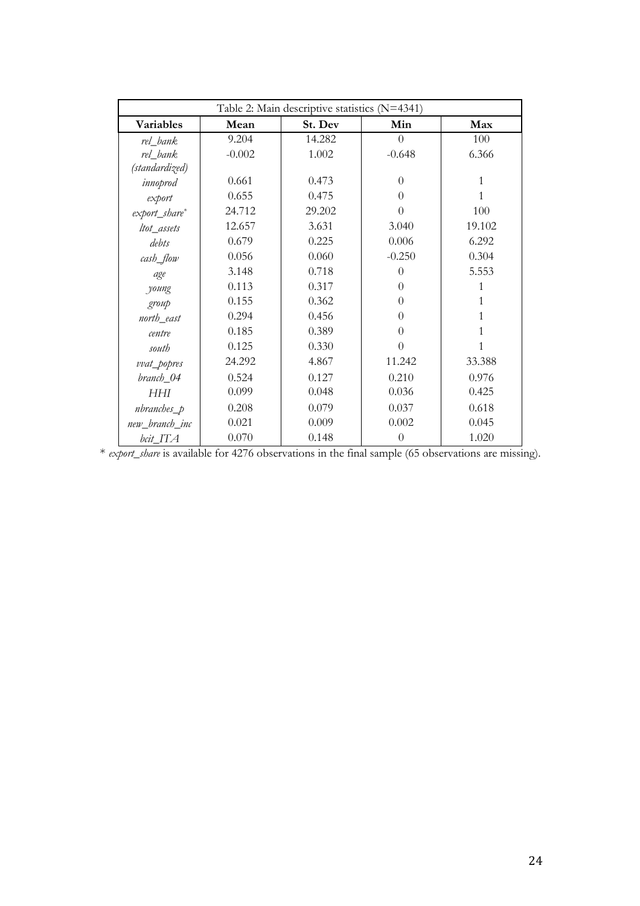| Table 2: Main descriptive statistics (N=4341) | | | | |
|---|---|---|---|---|
| **Variables** | **Mean** | **St. Dev** | **Min** | **Max** |
| *rel_bank* | 9.204 | 14.282 | 0 | 100 |
| *rel_bank (standardized)* | -0.002 | 1.002 | -0.648 | 6.366 |
| *innoprod* | 0.661 | 0.473 | 0 | 1 |
| *export* | 0.655 | 0.475 | 0 | 1 |
| *export_share** | 24.712 | 29.202 | 0 | 100 |
| *ltot_assets* | 12.657 | 3.631 | 3.040 | 19.102 |
| *debts* | 0.679 | 0.225 | 0.006 | 6.292 |
| *cash_flow* | 0.056 | 0.060 | -0.250 | 0.304 |
| *age* | 3.148 | 0.718 | 0 | 5.553 |
| *young* | 0.113 | 0.317 | 0 | 1 |
| *group* | 0.155 | 0.362 | 0 | 1 |
| *north_east* | 0.294 | 0.456 | 0 | 1 |
| *centre* | 0.185 | 0.389 | 0 | 1 |
| *south* | 0.125 | 0.330 | 0 | 1 |
| *vvat_popres* | 24.292 | 4.867 | 11.242 | 33.388 |
| *branch_04* | 0.524 | 0.127 | 0.210 | 0.976 |
| *HHI* | 0.099 | 0.048 | 0.036 | 0.425 |
| *nbranches_p* | 0.208 | 0.079 | 0.037 | 0.618 |
| *new_branch_inc* | 0.021 | 0.009 | 0.002 | 0.045 |
| *bcit_ITA* | 0.070 | 0.148 | 0 | 1.020 |

\* *export_share* is available for 4276 observations in the final sample (65 observations are missing).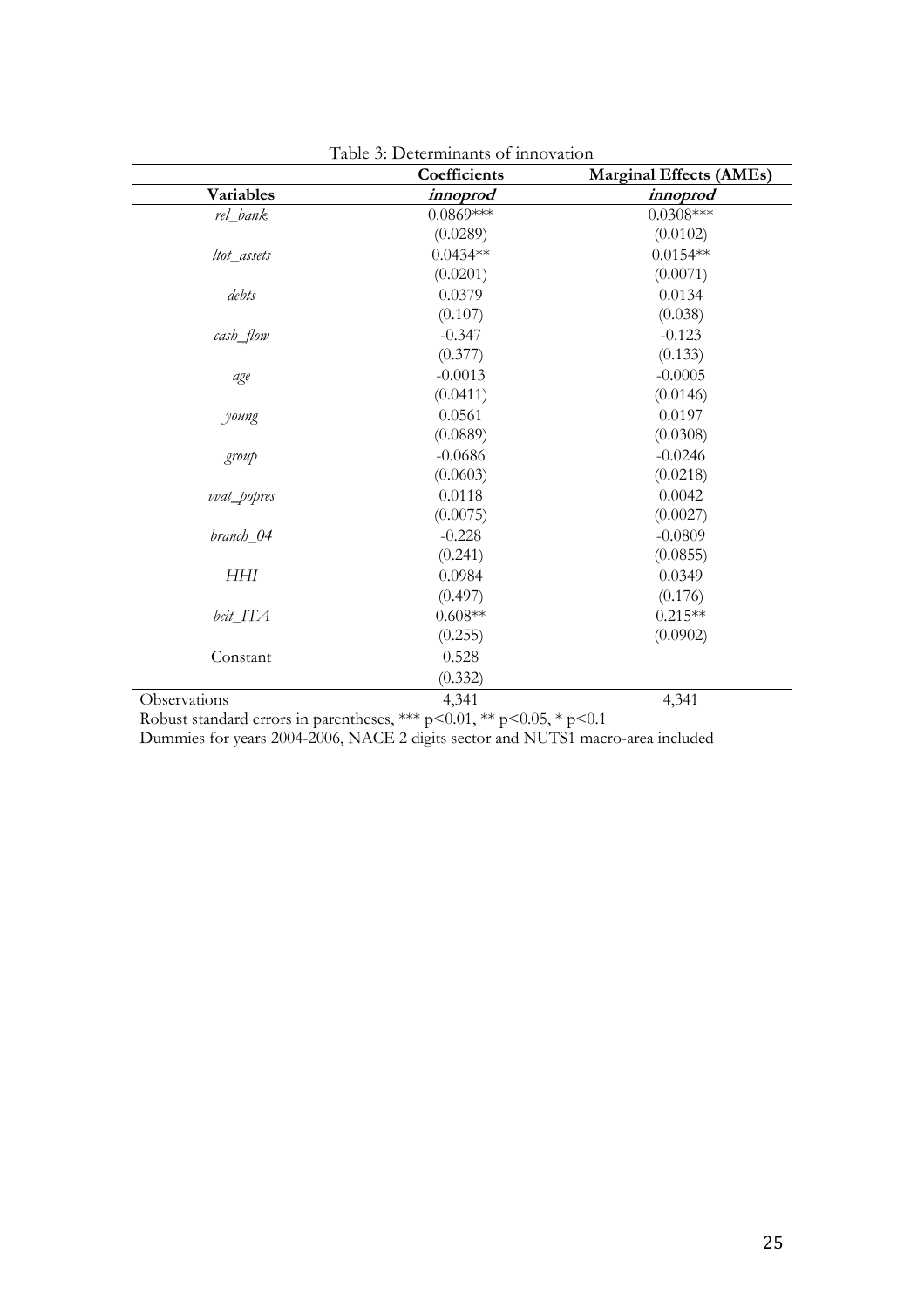Table 3: Determinants of innovation

| | Coefficients | Marginal Effects (AMEs) |
|---|---|---|
| **Variables** | ***innoprod*** | ***innoprod*** |
| *rel_bank* | 0.0869*** | 0.0308*** |
| | (0.0289) | (0.0102) |
| *ltot_assets* | 0.0434** | 0.0154** |
| | (0.0201) | (0.0071) |
| *debts* | 0.0379 | 0.0134 |
| | (0.107) | (0.038) |
| *cash_flow* | -0.347 | -0.123 |
| | (0.377) | (0.133) |
| *age* | -0.0013 | -0.0005 |
| | (0.0411) | (0.0146) |
| *young* | 0.0561 | 0.0197 |
| | (0.0889) | (0.0308) |
| *group* | -0.0686 | -0.0246 |
| | (0.0603) | (0.0218) |
| *vvat_popres* | 0.0118 | 0.0042 |
| | (0.0075) | (0.0027) |
| *branch_04* | -0.228 | -0.0809 |
| | (0.241) | (0.0855) |
| *HHI* | 0.0984 | 0.0349 |
| | (0.497) | (0.176) |
| *bcit_ITA* | 0.608** | 0.215** |
| | (0.255) | (0.0902) |
| Constant | 0.528 | |
| | (0.332) | |
| Observations | 4,341 | 4,341 |

Robust standard errors in parentheses, *** p<0.01, ** p<0.05, * p<0.1

Dummies for years 2004-2006, NACE 2 digits sector and NUTS1 macro-area included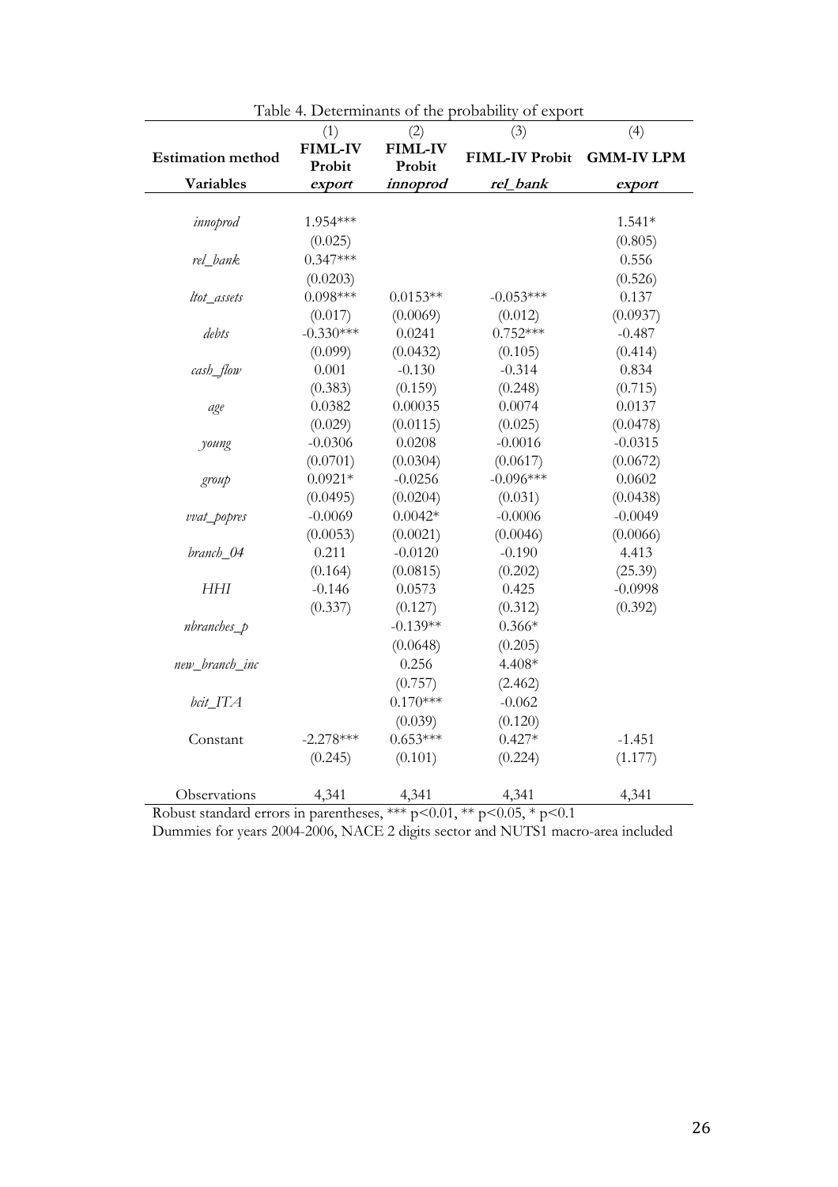Table 4. Determinants of the probability of export

| | (1) | (2) | (3) | (4) |
|---|---|---|---|---|
| **Estimation method** | **FIML-IV Probit** | **FIML-IV Probit** | **FIML-IV Probit** | **GMM-IV LPM** |
| **Variables** | ***export*** | ***innoprod*** | ***rel_bank*** | ***export*** |
| *innoprod* | 1.954*** | | | 1.541* |
| | (0.025) | | | (0.805) |
| *rel_bank* | 0.347*** | | | 0.556 |
| | (0.0203) | | | (0.526) |
| *ltot_assets* | 0.098*** | 0.0153** | -0.053*** | 0.137 |
| | (0.017) | (0.0069) | (0.012) | (0.0937) |
| *debts* | -0.330*** | 0.0241 | 0.752*** | -0.487 |
| | (0.099) | (0.0432) | (0.105) | (0.414) |
| *cash_flow* | 0.001 | -0.130 | -0.314 | 0.834 |
| | (0.383) | (0.159) | (0.248) | (0.715) |
| *age* | 0.0382 | 0.00035 | 0.0074 | 0.0137 |
| | (0.029) | (0.0115) | (0.025) | (0.0478) |
| *young* | -0.0306 | 0.0208 | -0.0016 | -0.0315 |
| | (0.0701) | (0.0304) | (0.0617) | (0.0672) |
| *group* | 0.0921* | -0.0256 | -0.096*** | 0.0602 |
| | (0.0495) | (0.0204) | (0.031) | (0.0438) |
| *vvat_popres* | -0.0069 | 0.0042* | -0.0006 | -0.0049 |
| | (0.0053) | (0.0021) | (0.0046) | (0.0066) |
| *branch_04* | 0.211 | -0.0120 | -0.190 | 4.413 |
| | (0.164) | (0.0815) | (0.202) | (25.39) |
| *HHI* | -0.146 | 0.0573 | 0.425 | -0.0998 |
| | (0.337) | (0.127) | (0.312) | (0.392) |
| *nbranches_p* | | -0.139** | 0.366* | |
| | | (0.0648) | (0.205) | |
| *new_branch_inc* | | 0.256 | 4.408* | |
| | | (0.757) | (2.462) | |
| *bcit_ITA* | | 0.170*** | -0.062 | |
| | | (0.039) | (0.120) | |
| Constant | -2.278*** | 0.653*** | 0.427* | -1.451 |
| | (0.245) | (0.101) | (0.224) | (1.177) |
| Observations | 4,341 | 4,341 | 4,341 | 4,341 |

Robust standard errors in parentheses, *** p<0.01, ** p<0.05, * p<0.1

Dummies for years 2004-2006, NACE 2 digits sector and NUTS1 macro-area included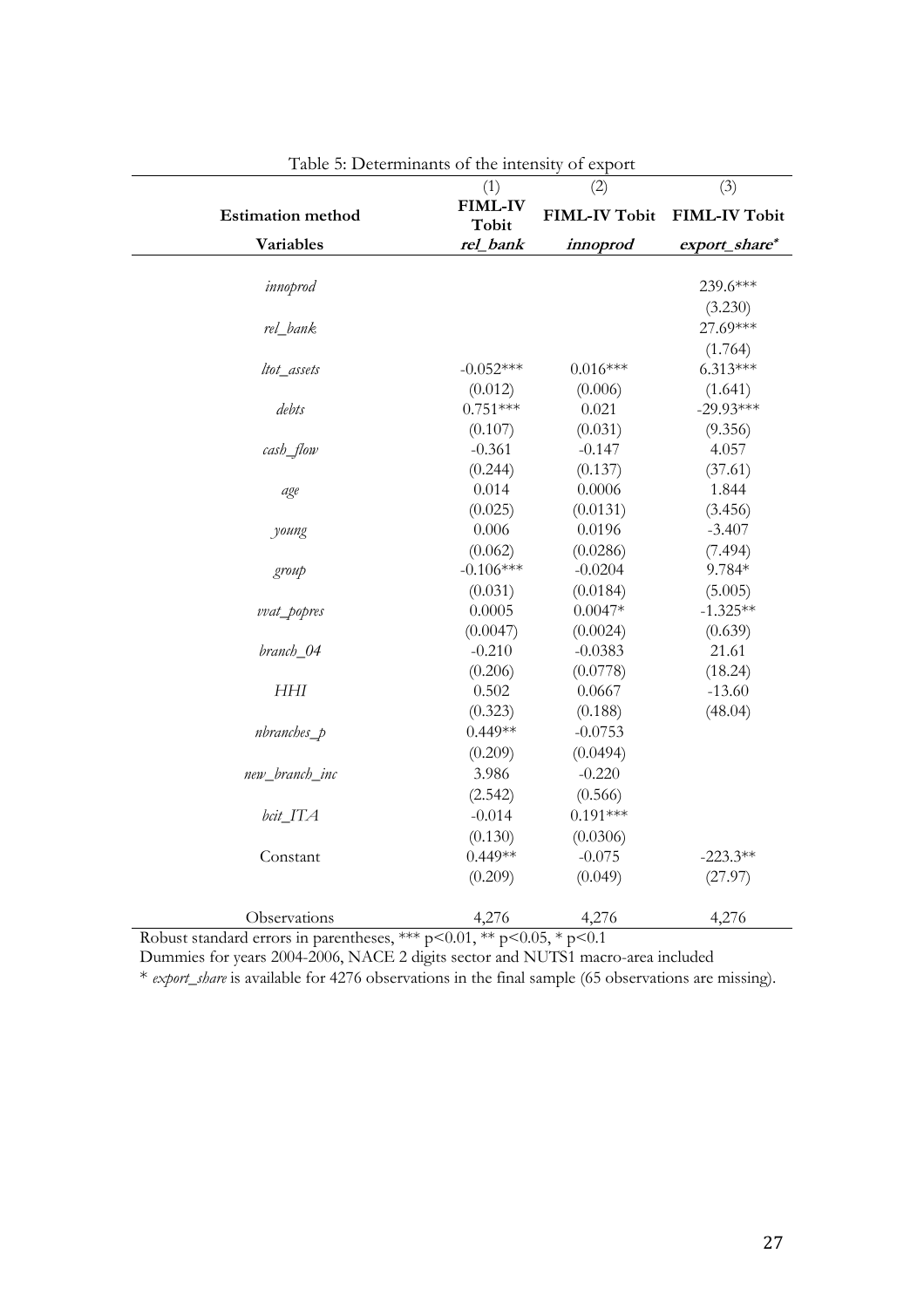Table 5: Determinants of the intensity of export

| | (1) | (2) | (3) |
|---|---|---|---|
| **Estimation method** | **FIML-IV Tobit** | **FIML-IV Tobit** | **FIML-IV Tobit** |
| **Variables** | ***rel_bank*** | ***innoprod*** | ***export_share**** |
| *innoprod* | | | 239.6*** |
| | | | (3.230) |
| *rel_bank* | | | 27.69*** |
| | | | (1.764) |
| *ltot_assets* | -0.052*** | 0.016*** | 6.313*** |
| | (0.012) | (0.006) | (1.641) |
| *debts* | 0.751*** | 0.021 | -29.93*** |
| | (0.107) | (0.031) | (9.356) |
| *cash_flow* | -0.361 | -0.147 | 4.057 |
| | (0.244) | (0.137) | (37.61) |
| *age* | 0.014 | 0.0006 | 1.844 |
| | (0.025) | (0.0131) | (3.456) |
| *young* | 0.006 | 0.0196 | -3.407 |
| | (0.062) | (0.0286) | (7.494) |
| *group* | -0.106*** | -0.0204 | 9.784* |
| | (0.031) | (0.0184) | (5.005) |
| *vvat_popres* | 0.0005 | 0.0047* | -1.325** |
| | (0.0047) | (0.0024) | (0.639) |
| *branch_04* | -0.210 | -0.0383 | 21.61 |
| | (0.206) | (0.0778) | (18.24) |
| *HHI* | 0.502 | 0.0667 | -13.60 |
| | (0.323) | (0.188) | (48.04) |
| *nbranches_p* | 0.449** | -0.0753 | |
| | (0.209) | (0.0494) | |
| *new_branch_inc* | 3.986 | -0.220 | |
| | (2.542) | (0.566) | |
| *bcit_ITA* | -0.014 | 0.191*** | |
| | (0.130) | (0.0306) | |
| Constant | 0.449** | -0.075 | -223.3** |
| | (0.209) | (0.049) | (27.97) |
| Observations | 4,276 | 4,276 | 4,276 |

Robust standard errors in parentheses, *** p<0.01, ** p<0.05, * p<0.1

Dummies for years 2004-2006, NACE 2 digits sector and NUTS1 macro-area included

* *export_share* is available for 4276 observations in the final sample (65 observations are missing).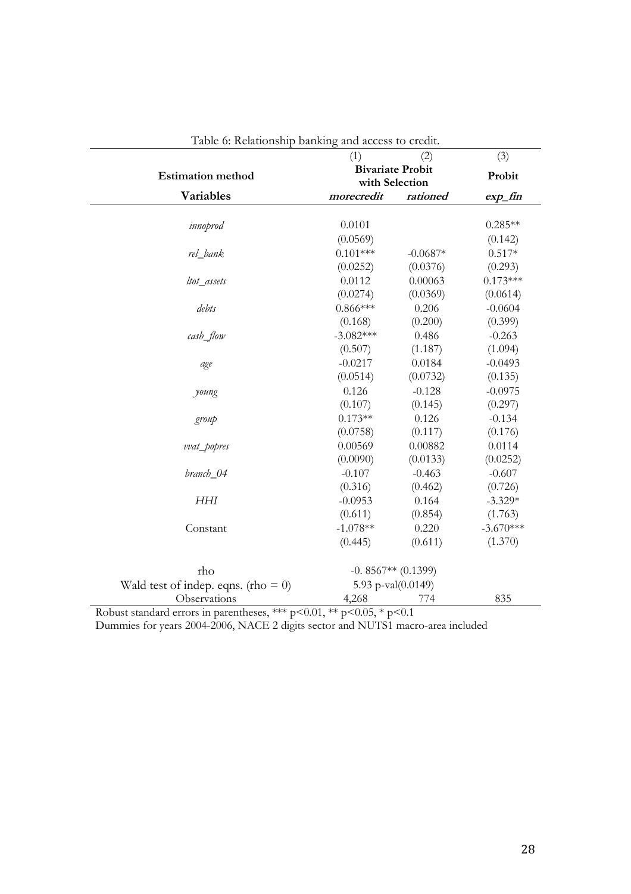Table 6: Relationship banking and access to credit.

| | (1) | (2) | (3) |
|---|---|---|---|
| **Estimation method** | **Bivariate Probit with Selection** | | **Probit** |
| **Variables** | ***morecredit*** | ***rationed*** | ***exp_fin*** |
| *innoprod* | 0.0101 | | 0.285** |
| | (0.0569) | | (0.142) |
| *rel_bank* | 0.101*** | -0.0687* | 0.517* |
| | (0.0252) | (0.0376) | (0.293) |
| *ltot_assets* | 0.0112 | 0.00063 | 0.173*** |
| | (0.0274) | (0.0369) | (0.0614) |
| *debts* | 0.866*** | 0.206 | -0.0604 |
| | (0.168) | (0.200) | (0.399) |
| *cash_flow* | -3.082*** | 0.486 | -0.263 |
| | (0.507) | (1.187) | (1.094) |
| *age* | -0.0217 | 0.0184 | -0.0493 |
| | (0.0514) | (0.0732) | (0.135) |
| *young* | 0.126 | -0.128 | -0.0975 |
| | (0.107) | (0.145) | (0.297) |
| *group* | 0.173** | 0.126 | -0.134 |
| | (0.0758) | (0.117) | (0.176) |
| *vvat_popres* | 0.00569 | 0.00882 | 0.0114 |
| | (0.0090) | (0.0133) | (0.0252) |
| *branch_04* | -0.107 | -0.463 | -0.607 |
| | (0.316) | (0.462) | (0.726) |
| *HHI* | -0.0953 | 0.164 | -3.329* |
| | (0.611) | (0.854) | (1.763) |
| Constant | -1.078** | 0.220 | -3.670*** |
| | (0.445) | (0.611) | (1.370) |
| rho | -0. 8567** (0.1399) | | |
| Wald test of indep. eqns. (rho = 0) | 5.93 p-val(0.0149) | | |
| Observations | 4,268 | 774 | 835 |

Robust standard errors in parentheses, *** p<0.01, ** p<0.05, * p<0.1

Dummies for years 2004-2006, NACE 2 digits sector and NUTS1 macro-area included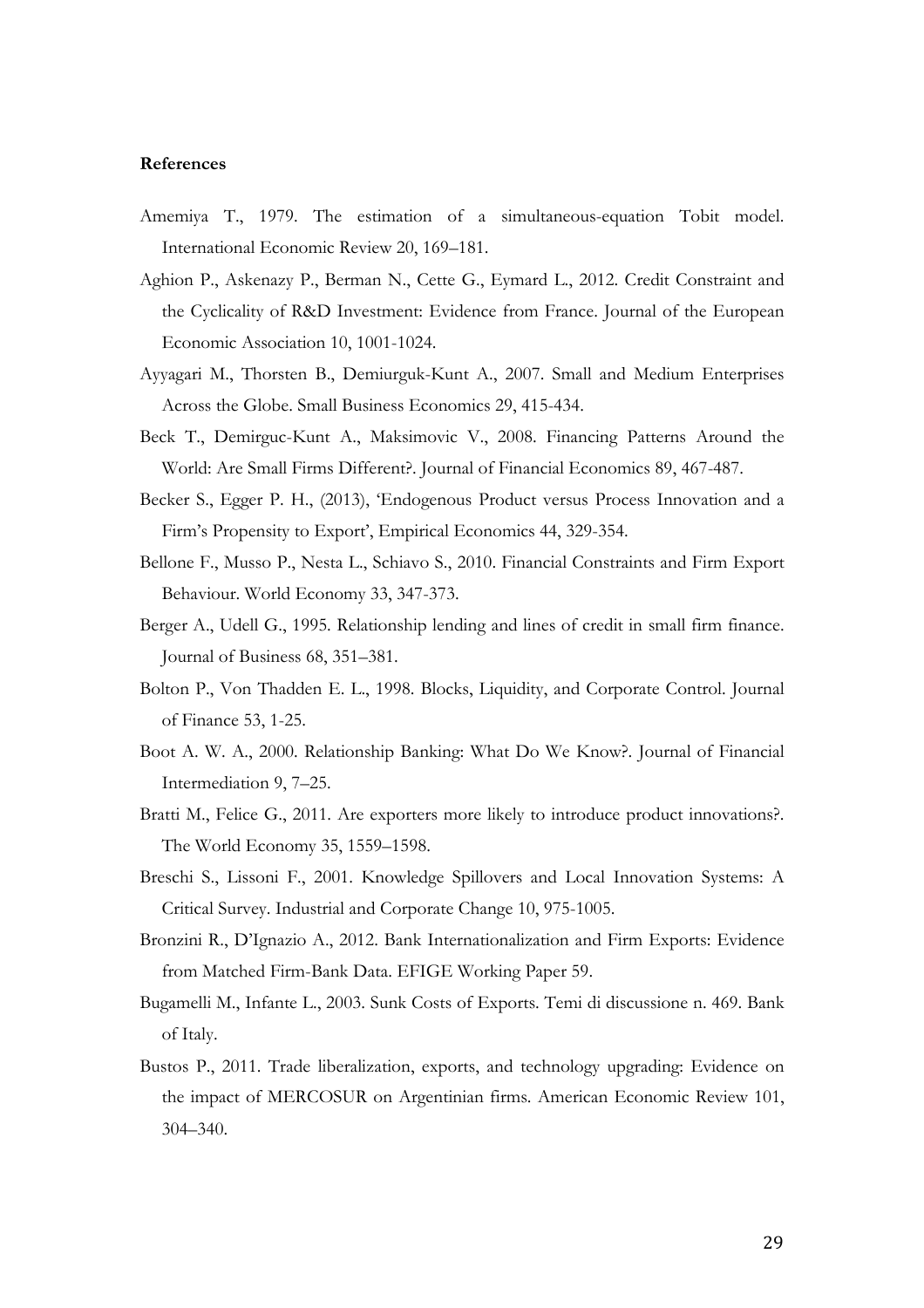**References**

Amemiya T., 1979. The estimation of a simultaneous-equation Tobit model. International Economic Review 20, 169–181.

Aghion P., Askenazy P., Berman N., Cette G., Eymard L., 2012. Credit Constraint and the Cyclicality of R&D Investment: Evidence from France. Journal of the European Economic Association 10, 1001-1024.

Ayyagari M., Thorsten B., Demiurguk-Kunt A., 2007. Small and Medium Enterprises Across the Globe. Small Business Economics 29, 415-434.

Beck T., Demirguc-Kunt A., Maksimovic V., 2008. Financing Patterns Around the World: Are Small Firms Different?. Journal of Financial Economics 89, 467-487.

Becker S., Egger P. H., (2013), 'Endogenous Product versus Process Innovation and a Firm's Propensity to Export', Empirical Economics 44, 329-354.

Bellone F., Musso P., Nesta L., Schiavo S., 2010. Financial Constraints and Firm Export Behaviour. World Economy 33, 347-373.

Berger A., Udell G., 1995. Relationship lending and lines of credit in small firm finance. Journal of Business 68, 351–381.

Bolton P., Von Thadden E. L., 1998. Blocks, Liquidity, and Corporate Control. Journal of Finance 53, 1-25.

Boot A. W. A., 2000. Relationship Banking: What Do We Know?. Journal of Financial Intermediation 9, 7–25.

Bratti M., Felice G., 2011. Are exporters more likely to introduce product innovations?. The World Economy 35, 1559–1598.

Breschi S., Lissoni F., 2001. Knowledge Spillovers and Local Innovation Systems: A Critical Survey. Industrial and Corporate Change 10, 975-1005.

Bronzini R., D'Ignazio A., 2012. Bank Internationalization and Firm Exports: Evidence from Matched Firm-Bank Data. EFIGE Working Paper 59.

Bugamelli M., Infante L., 2003. Sunk Costs of Exports. Temi di discussione n. 469. Bank of Italy.

Bustos P., 2011. Trade liberalization, exports, and technology upgrading: Evidence on the impact of MERCOSUR on Argentinian firms. American Economic Review 101, 304–340.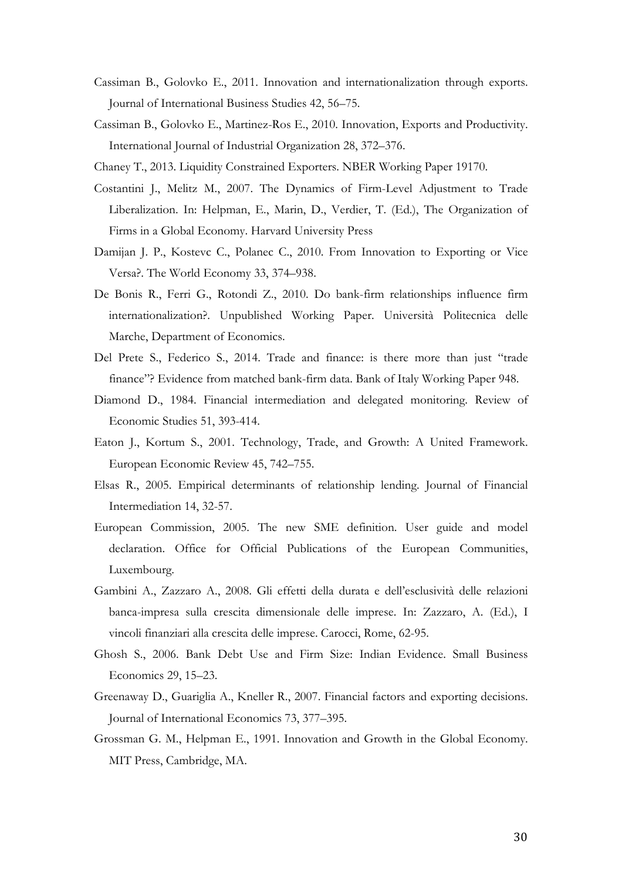Cassiman B., Golovko E., 2011. Innovation and internationalization through exports. Journal of International Business Studies 42, 56–75.

Cassiman B., Golovko E., Martinez-Ros E., 2010. Innovation, Exports and Productivity. International Journal of Industrial Organization 28, 372–376.

Chaney T., 2013. Liquidity Constrained Exporters. NBER Working Paper 19170.

Costantini J., Melitz M., 2007. The Dynamics of Firm-Level Adjustment to Trade Liberalization. In: Helpman, E., Marin, D., Verdier, T. (Ed.), The Organization of Firms in a Global Economy. Harvard University Press

Damijan J. P., Kostevc C., Polanec C., 2010. From Innovation to Exporting or Vice Versa?. The World Economy 33, 374–938.

De Bonis R., Ferri G., Rotondi Z., 2010. Do bank-firm relationships influence firm internationalization?. Unpublished Working Paper. Università Politecnica delle Marche, Department of Economics.

Del Prete S., Federico S., 2014. Trade and finance: is there more than just "trade finance"? Evidence from matched bank-firm data. Bank of Italy Working Paper 948.

Diamond D., 1984. Financial intermediation and delegated monitoring. Review of Economic Studies 51, 393-414.

Eaton J., Kortum S., 2001. Technology, Trade, and Growth: A United Framework. European Economic Review 45, 742–755.

Elsas R., 2005. Empirical determinants of relationship lending. Journal of Financial Intermediation 14, 32-57.

European Commission, 2005. The new SME definition. User guide and model declaration. Office for Official Publications of the European Communities, Luxembourg.

Gambini A., Zazzaro A., 2008. Gli effetti della durata e dell'esclusività delle relazioni banca-impresa sulla crescita dimensionale delle imprese. In: Zazzaro, A. (Ed.), I vincoli finanziari alla crescita delle imprese. Carocci, Rome, 62-95.

Ghosh S., 2006. Bank Debt Use and Firm Size: Indian Evidence. Small Business Economics 29, 15–23.

Greenaway D., Guariglia A., Kneller R., 2007. Financial factors and exporting decisions. Journal of International Economics 73, 377–395.

Grossman G. M., Helpman E., 1991. Innovation and Growth in the Global Economy. MIT Press, Cambridge, MA.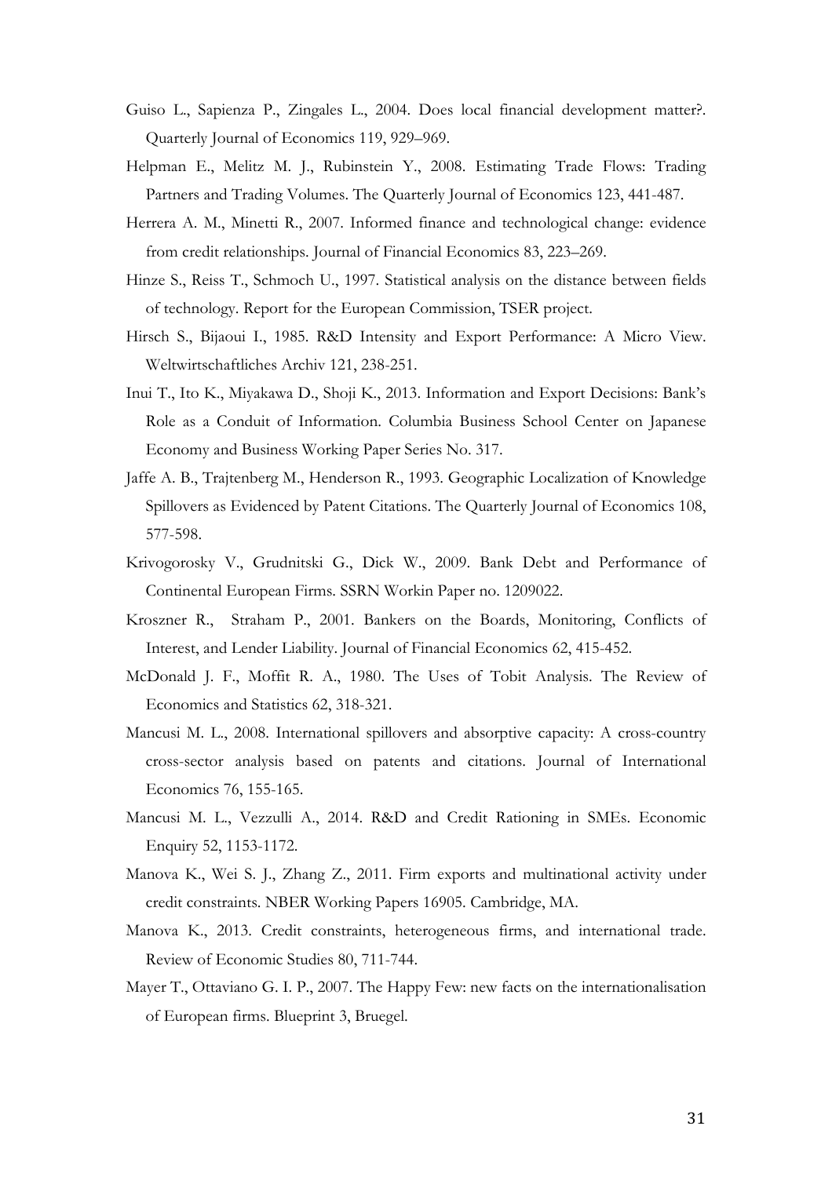Guiso L., Sapienza P., Zingales L., 2004. Does local financial development matter?. Quarterly Journal of Economics 119, 929–969.

Helpman E., Melitz M. J., Rubinstein Y., 2008. Estimating Trade Flows: Trading Partners and Trading Volumes. The Quarterly Journal of Economics 123, 441-487.

Herrera A. M., Minetti R., 2007. Informed finance and technological change: evidence from credit relationships. Journal of Financial Economics 83, 223–269.

Hinze S., Reiss T., Schmoch U., 1997. Statistical analysis on the distance between fields of technology. Report for the European Commission, TSER project.

Hirsch S., Bijaoui I., 1985. R&D Intensity and Export Performance: A Micro View. Weltwirtschaftliches Archiv 121, 238-251.

Inui T., Ito K., Miyakawa D., Shoji K., 2013. Information and Export Decisions: Bank's Role as a Conduit of Information. Columbia Business School Center on Japanese Economy and Business Working Paper Series No. 317.

Jaffe A. B., Trajtenberg M., Henderson R., 1993. Geographic Localization of Knowledge Spillovers as Evidenced by Patent Citations. The Quarterly Journal of Economics 108, 577-598.

Krivogorosky V., Grudnitski G., Dick W., 2009. Bank Debt and Performance of Continental European Firms. SSRN Workin Paper no. 1209022.

Kroszner R., Straham P., 2001. Bankers on the Boards, Monitoring, Conflicts of Interest, and Lender Liability. Journal of Financial Economics 62, 415-452.

McDonald J. F., Moffit R. A., 1980. The Uses of Tobit Analysis. The Review of Economics and Statistics 62, 318-321.

Mancusi M. L., 2008. International spillovers and absorptive capacity: A cross-country cross-sector analysis based on patents and citations. Journal of International Economics 76, 155-165.

Mancusi M. L., Vezzulli A., 2014. R&D and Credit Rationing in SMEs. Economic Enquiry 52, 1153-1172.

Manova K., Wei S. J., Zhang Z., 2011. Firm exports and multinational activity under credit constraints. NBER Working Papers 16905. Cambridge, MA.

Manova K., 2013. Credit constraints, heterogeneous firms, and international trade. Review of Economic Studies 80, 711-744.

Mayer T., Ottaviano G. I. P., 2007. The Happy Few: new facts on the internationalisation of European firms. Blueprint 3, Bruegel.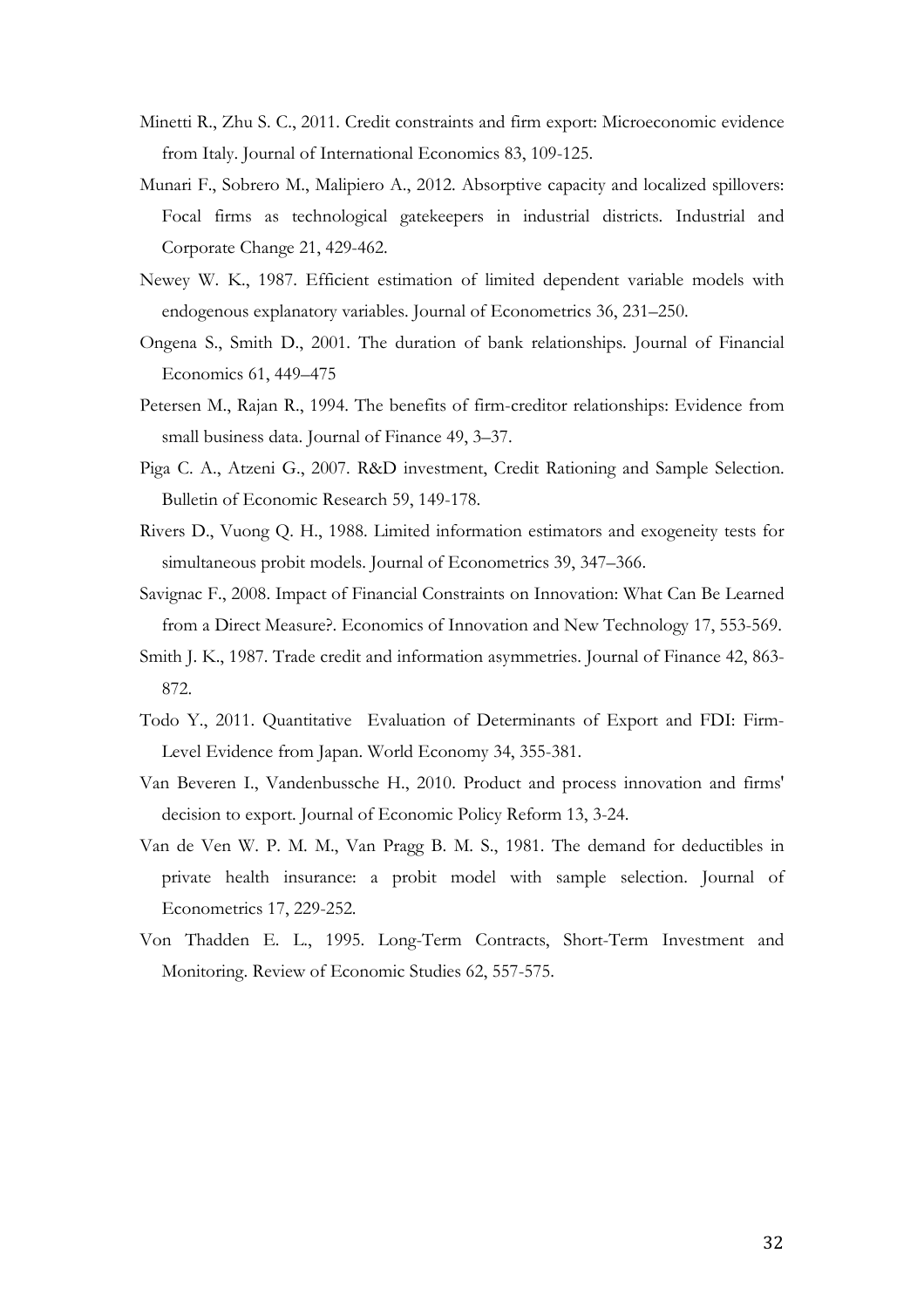Minetti R., Zhu S. C., 2011. Credit constraints and firm export: Microeconomic evidence from Italy. Journal of International Economics 83, 109-125.

Munari F., Sobrero M., Malipiero A., 2012. Absorptive capacity and localized spillovers: Focal firms as technological gatekeepers in industrial districts. Industrial and Corporate Change 21, 429-462.

Newey W. K., 1987. Efficient estimation of limited dependent variable models with endogenous explanatory variables. Journal of Econometrics 36, 231–250.

Ongena S., Smith D., 2001. The duration of bank relationships. Journal of Financial Economics 61, 449–475

Petersen M., Rajan R., 1994. The benefits of firm-creditor relationships: Evidence from small business data. Journal of Finance 49, 3–37.

Piga C. A., Atzeni G., 2007. R&D investment, Credit Rationing and Sample Selection. Bulletin of Economic Research 59, 149-178.

Rivers D., Vuong Q. H., 1988. Limited information estimators and exogeneity tests for simultaneous probit models. Journal of Econometrics 39, 347–366.

Savignac F., 2008. Impact of Financial Constraints on Innovation: What Can Be Learned from a Direct Measure?. Economics of Innovation and New Technology 17, 553-569.

Smith J. K., 1987. Trade credit and information asymmetries. Journal of Finance 42, 863-872.

Todo Y., 2011. Quantitative Evaluation of Determinants of Export and FDI: Firm-Level Evidence from Japan. World Economy 34, 355-381.

Van Beveren I., Vandenbussche H., 2010. Product and process innovation and firms' decision to export. Journal of Economic Policy Reform 13, 3-24.

Van de Ven W. P. M. M., Van Pragg B. M. S., 1981. The demand for deductibles in private health insurance: a probit model with sample selection. Journal of Econometrics 17, 229-252.

Von Thadden E. L., 1995. Long-Term Contracts, Short-Term Investment and Monitoring. Review of Economic Studies 62, 557-575.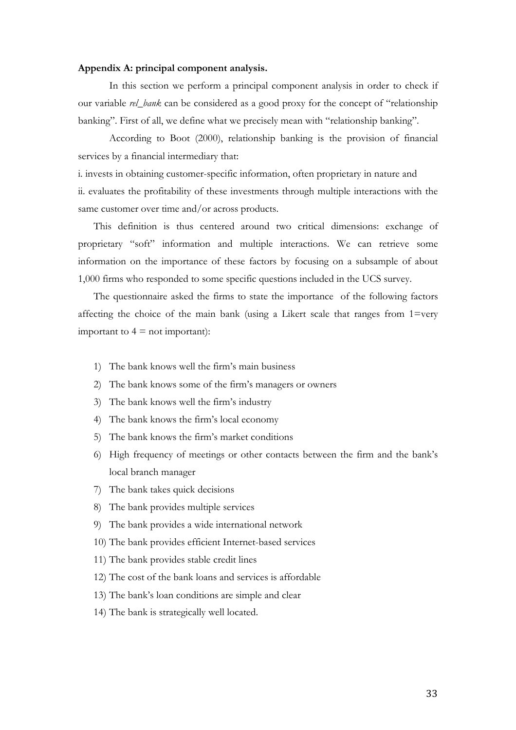**Appendix A: principal component analysis.**

In this section we perform a principal component analysis in order to check if our variable *rel_bank* can be considered as a good proxy for the concept of "relationship banking". First of all, we define what we precisely mean with "relationship banking".

According to Boot (2000), relationship banking is the provision of financial services by a financial intermediary that:

i. invests in obtaining customer-specific information, often proprietary in nature and

ii. evaluates the profitability of these investments through multiple interactions with the same customer over time and/or across products.

This definition is thus centered around two critical dimensions: exchange of proprietary "soft" information and multiple interactions. We can retrieve some information on the importance of these factors by focusing on a subsample of about 1,000 firms who responded to some specific questions included in the UCS survey.

The questionnaire asked the firms to state the importance of the following factors affecting the choice of the main bank (using a Likert scale that ranges from 1=very important to 4 = not important):

1) The bank knows well the firm's main business
2) The bank knows some of the firm's managers or owners
3) The bank knows well the firm's industry
4) The bank knows the firm's local economy
5) The bank knows the firm's market conditions
6) High frequency of meetings or other contacts between the firm and the bank's local branch manager
7) The bank takes quick decisions
8) The bank provides multiple services
9) The bank provides a wide international network
10) The bank provides efficient Internet-based services
11) The bank provides stable credit lines
12) The cost of the bank loans and services is affordable
13) The bank's loan conditions are simple and clear
14) The bank is strategically well located.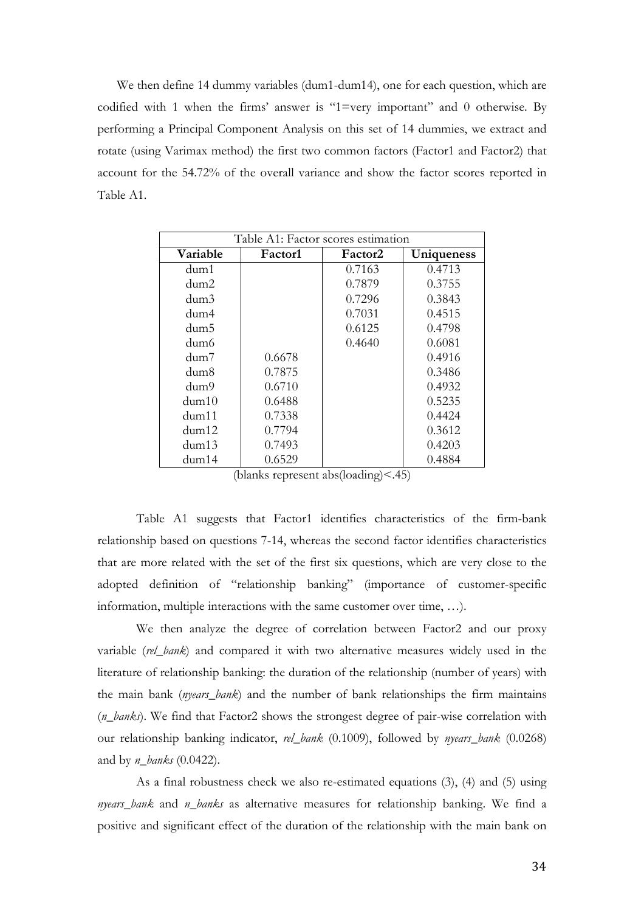We then define 14 dummy variables (dum1-dum14), one for each question, which are codified with 1 when the firms' answer is "1=very important" and 0 otherwise. By performing a Principal Component Analysis on this set of 14 dummies, we extract and rotate (using Varimax method) the first two common factors (Factor1 and Factor2) that account for the 54.72% of the overall variance and show the factor scores reported in Table A1.

Table A1: Factor scores estimation

| Variable | Factor1 | Factor2 | Uniqueness |
|---|---|---|---|
| dum1 | | 0.7163 | 0.4713 |
| dum2 | | 0.7879 | 0.3755 |
| dum3 | | 0.7296 | 0.3843 |
| dum4 | | 0.7031 | 0.4515 |
| dum5 | | 0.6125 | 0.4798 |
| dum6 | | 0.4640 | 0.6081 |
| dum7 | 0.6678 | | 0.4916 |
| dum8 | 0.7875 | | 0.3486 |
| dum9 | 0.6710 | | 0.4932 |
| dum10 | 0.6488 | | 0.5235 |
| dum11 | 0.7338 | | 0.4424 |
| dum12 | 0.7794 | | 0.3612 |
| dum13 | 0.7493 | | 0.4203 |
| dum14 | 0.6529 | | 0.4884 |

(blanks represent abs(loading)<.45)

Table A1 suggests that Factor1 identifies characteristics of the firm-bank relationship based on questions 7-14, whereas the second factor identifies characteristics that are more related with the set of the first six questions, which are very close to the adopted definition of "relationship banking" (importance of customer-specific information, multiple interactions with the same customer over time, …).

We then analyze the degree of correlation between Factor2 and our proxy variable (*rel_bank*) and compared it with two alternative measures widely used in the literature of relationship banking: the duration of the relationship (number of years) with the main bank (*nyears_bank*) and the number of bank relationships the firm maintains (*n_banks*). We find that Factor2 shows the strongest degree of pair-wise correlation with our relationship banking indicator, *rel_bank* (0.1009), followed by *nyears_bank* (0.0268) and by *n_banks* (0.0422).

As a final robustness check we also re-estimated equations (3), (4) and (5) using *nyears_bank* and *n_banks* as alternative measures for relationship banking. We find a positive and significant effect of the duration of the relationship with the main bank on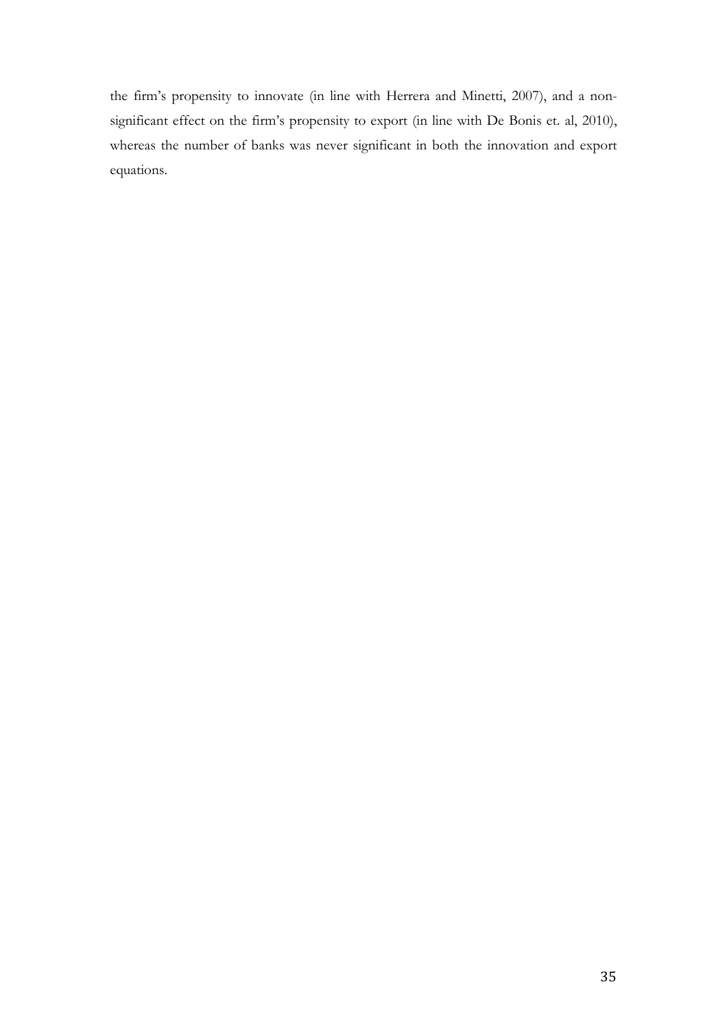the firm's propensity to innovate (in line with Herrera and Minetti, 2007), and a non-significant effect on the firm's propensity to export (in line with De Bonis et. al, 2010), whereas the number of banks was never significant in both the innovation and export equations.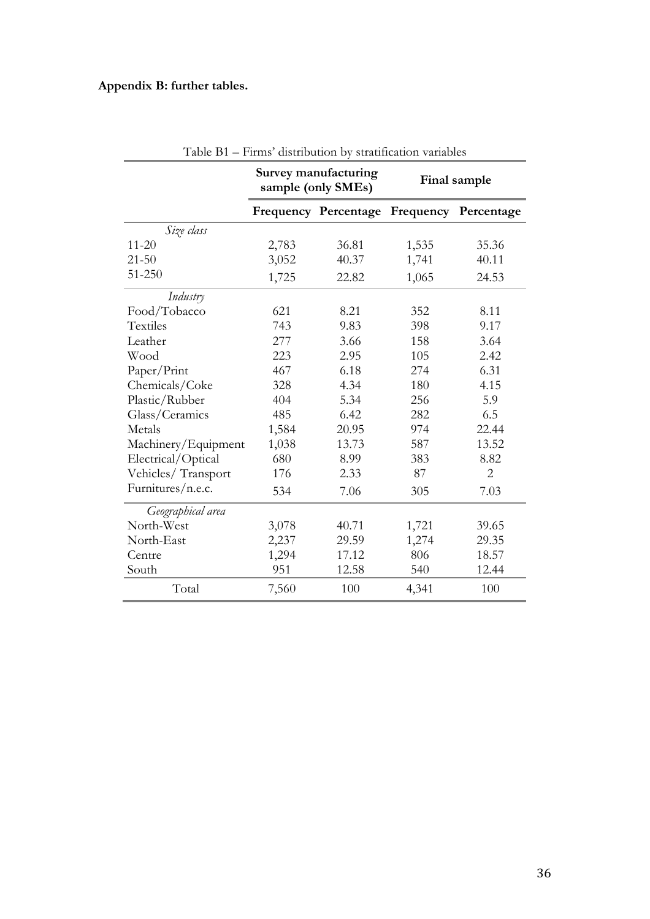**Appendix B: further tables.**

Table B1 – Firms' distribution by stratification variables

| | Survey manufacturing sample (only SMEs) | | Final sample | |
|---|---|---|---|---|
| | **Frequency** | **Percentage** | **Frequency** | **Percentage** |
| *Size class* | | | | |
| 11-20 | 2,783 | 36.81 | 1,535 | 35.36 |
| 21-50 | 3,052 | 40.37 | 1,741 | 40.11 |
| 51-250 | 1,725 | 22.82 | 1,065 | 24.53 |
| *Industry* | | | | |
| Food/Tobacco | 621 | 8.21 | 352 | 8.11 |
| Textiles | 743 | 9.83 | 398 | 9.17 |
| Leather | 277 | 3.66 | 158 | 3.64 |
| Wood | 223 | 2.95 | 105 | 2.42 |
| Paper/Print | 467 | 6.18 | 274 | 6.31 |
| Chemicals/Coke | 328 | 4.34 | 180 | 4.15 |
| Plastic/Rubber | 404 | 5.34 | 256 | 5.9 |
| Glass/Ceramics | 485 | 6.42 | 282 | 6.5 |
| Metals | 1,584 | 20.95 | 974 | 22.44 |
| Machinery/Equipment | 1,038 | 13.73 | 587 | 13.52 |
| Electrical/Optical | 680 | 8.99 | 383 | 8.82 |
| Vehicles/ Transport | 176 | 2.33 | 87 | 2 |
| Furnitures/n.e.c. | 534 | 7.06 | 305 | 7.03 |
| *Geographical area* | | | | |
| North-West | 3,078 | 40.71 | 1,721 | 39.65 |
| North-East | 2,237 | 29.59 | 1,274 | 29.35 |
| Centre | 1,294 | 17.12 | 806 | 18.57 |
| South | 951 | 12.58 | 540 | 12.44 |
| Total | 7,560 | 100 | 4,341 | 100 |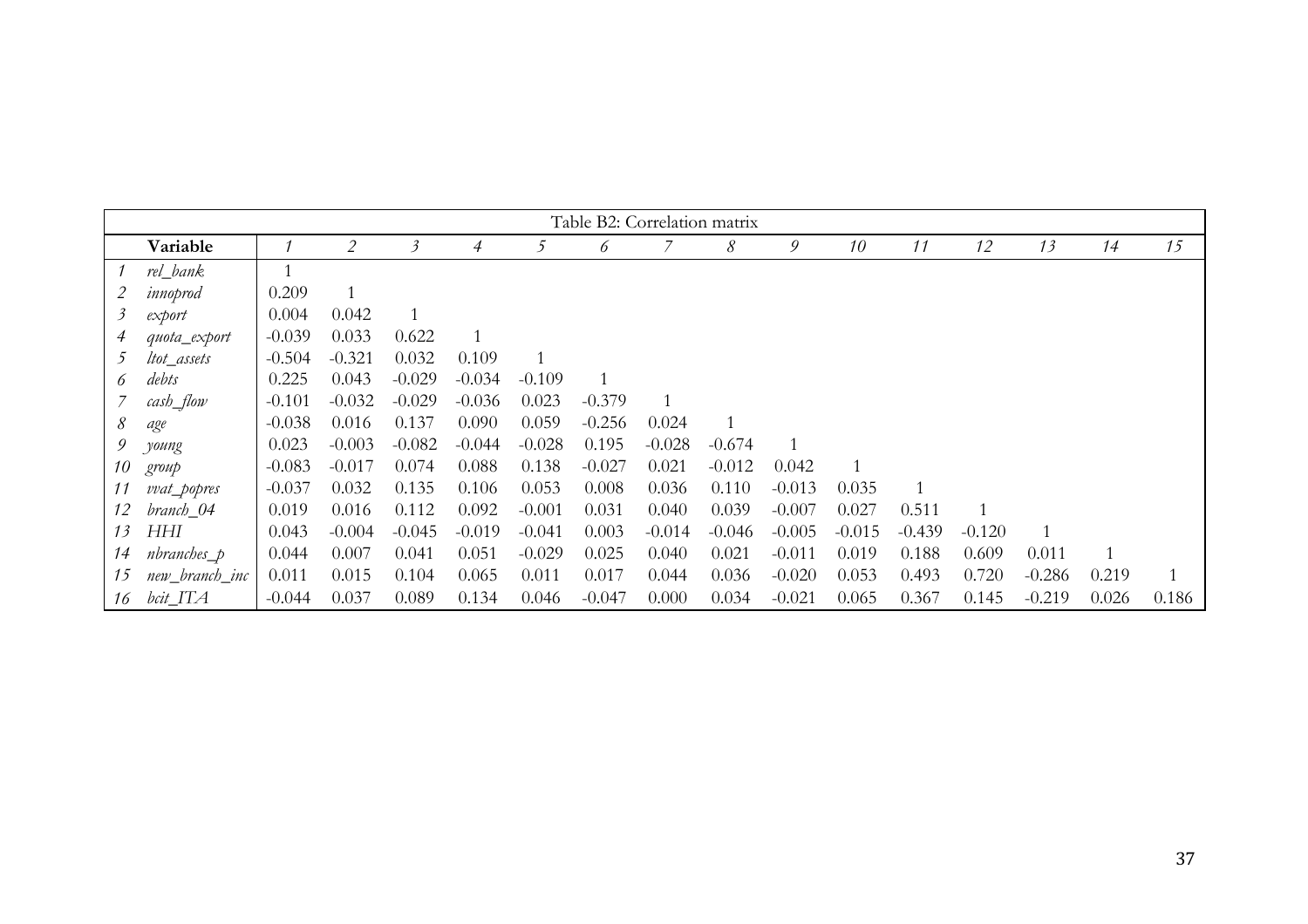Table B2: Correlation matrix

| | Variable | *1* | *2* | *3* | *4* | *5* | *6* | *7* | *8* | *9* | *10* | *11* | *12* | *13* | *14* | *15* |
|---|---|---|---|---|---|---|---|---|---|---|---|---|---|---|---|---|
| *1* | *rel_bank* | 1 | | | | | | | | | | | | | | |
| *2* | *innoprod* | 0.209 | 1 | | | | | | | | | | | | | |
| *3* | *export* | 0.004 | 0.042 | 1 | | | | | | | | | | | | |
| *4* | *quota_export* | -0.039 | 0.033 | 0.622 | 1 | | | | | | | | | | | |
| *5* | *ltot_assets* | -0.504 | -0.321 | 0.032 | 0.109 | 1 | | | | | | | | | | |
| *6* | *debts* | 0.225 | 0.043 | -0.029 | -0.034 | -0.109 | 1 | | | | | | | | | |
| *7* | *cash_flow* | -0.101 | -0.032 | -0.029 | -0.036 | 0.023 | -0.379 | 1 | | | | | | | | |
| *8* | *age* | -0.038 | 0.016 | 0.137 | 0.090 | 0.059 | -0.256 | 0.024 | 1 | | | | | | | |
| *9* | *young* | 0.023 | -0.003 | -0.082 | -0.044 | -0.028 | 0.195 | -0.028 | -0.674 | 1 | | | | | | |
| *10* | *group* | -0.083 | -0.017 | 0.074 | 0.088 | 0.138 | -0.027 | 0.021 | -0.012 | 0.042 | 1 | | | | | |
| *11* | *vvat_popres* | -0.037 | 0.032 | 0.135 | 0.106 | 0.053 | 0.008 | 0.036 | 0.110 | -0.013 | 0.035 | 1 | | | | |
| *12* | *branch_04* | 0.019 | 0.016 | 0.112 | 0.092 | -0.001 | 0.031 | 0.040 | 0.039 | -0.007 | 0.027 | 0.511 | 1 | | | |
| *13* | *HHI* | 0.043 | -0.004 | -0.045 | -0.019 | -0.041 | 0.003 | -0.014 | -0.046 | -0.005 | -0.015 | -0.439 | -0.120 | 1 | | |
| *14* | *nbranches_p* | 0.044 | 0.007 | 0.041 | 0.051 | -0.029 | 0.025 | 0.040 | 0.021 | -0.011 | 0.019 | 0.188 | 0.609 | 0.011 | 1 | |
| *15* | *new_branch_inc* | 0.011 | 0.015 | 0.104 | 0.065 | 0.011 | 0.017 | 0.044 | 0.036 | -0.020 | 0.053 | 0.493 | 0.720 | -0.286 | 0.219 | 1 |
| *16* | *bcit_ITA* | -0.044 | 0.037 | 0.089 | 0.134 | 0.046 | -0.047 | 0.000 | 0.034 | -0.021 | 0.065 | 0.367 | 0.145 | -0.219 | 0.026 | 0.186 |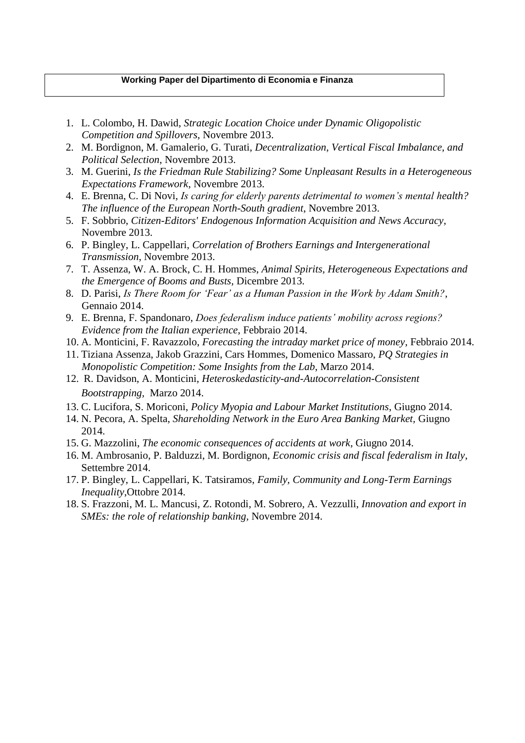**Working Paper del Dipartimento di Economia e Finanza**

1. L. Colombo, H. Dawid, *Strategic Location Choice under Dynamic Oligopolistic Competition and Spillovers*, Novembre 2013.
2. M. Bordignon, M. Gamalerio, G. Turati, *Decentralization, Vertical Fiscal Imbalance, and Political Selection*, Novembre 2013.
3. M. Guerini, *Is the Friedman Rule Stabilizing? Some Unpleasant Results in a Heterogeneous Expectations Framework*, Novembre 2013.
4. E. Brenna, C. Di Novi, *Is caring for elderly parents detrimental to women's mental health? The influence of the European North-South gradient*, Novembre 2013.
5. F. Sobbrio, *Citizen-Editors' Endogenous Information Acquisition and News Accuracy*, Novembre 2013.
6. P. Bingley, L. Cappellari, *Correlation of Brothers Earnings and Intergenerational Transmission*, Novembre 2013.
7. T. Assenza, W. A. Brock, C. H. Hommes, *Animal Spirits, Heterogeneous Expectations and the Emergence of Booms and Busts*, Dicembre 2013.
8. D. Parisi, *Is There Room for 'Fear' as a Human Passion in the Work by Adam Smith?*, Gennaio 2014.
9. E. Brenna, F. Spandonaro, *Does federalism induce patients' mobility across regions? Evidence from the Italian experience*, Febbraio 2014.
10. A. Monticini, F. Ravazzolo, *Forecasting the intraday market price of money*, Febbraio 2014.
11. Tiziana Assenza, Jakob Grazzini, Cars Hommes, Domenico Massaro, *PQ Strategies in Monopolistic Competition: Some Insights from the Lab*, Marzo 2014.
12. R. Davidson, A. Monticini, *Heteroskedasticity-and-Autocorrelation-Consistent Bootstrapping*, Marzo 2014.
13. C. Lucifora, S. Moriconi, *Policy Myopia and Labour Market Institutions*, Giugno 2014.
14. N. Pecora, A. Spelta, *Shareholding Network in the Euro Area Banking Market*, Giugno 2014.
15. G. Mazzolini, *The economic consequences of accidents at work*, Giugno 2014.
16. M. Ambrosanio, P. Balduzzi, M. Bordignon, *Economic crisis and fiscal federalism in Italy*, Settembre 2014.
17. P. Bingley, L. Cappellari, K. Tatsiramos, *Family, Community and Long-Term Earnings Inequality*,Ottobre 2014.
18. S. Frazzoni, M. L. Mancusi, Z. Rotondi, M. Sobrero, A. Vezzulli, *Innovation and export in SMEs: the role of relationship banking*, Novembre 2014.